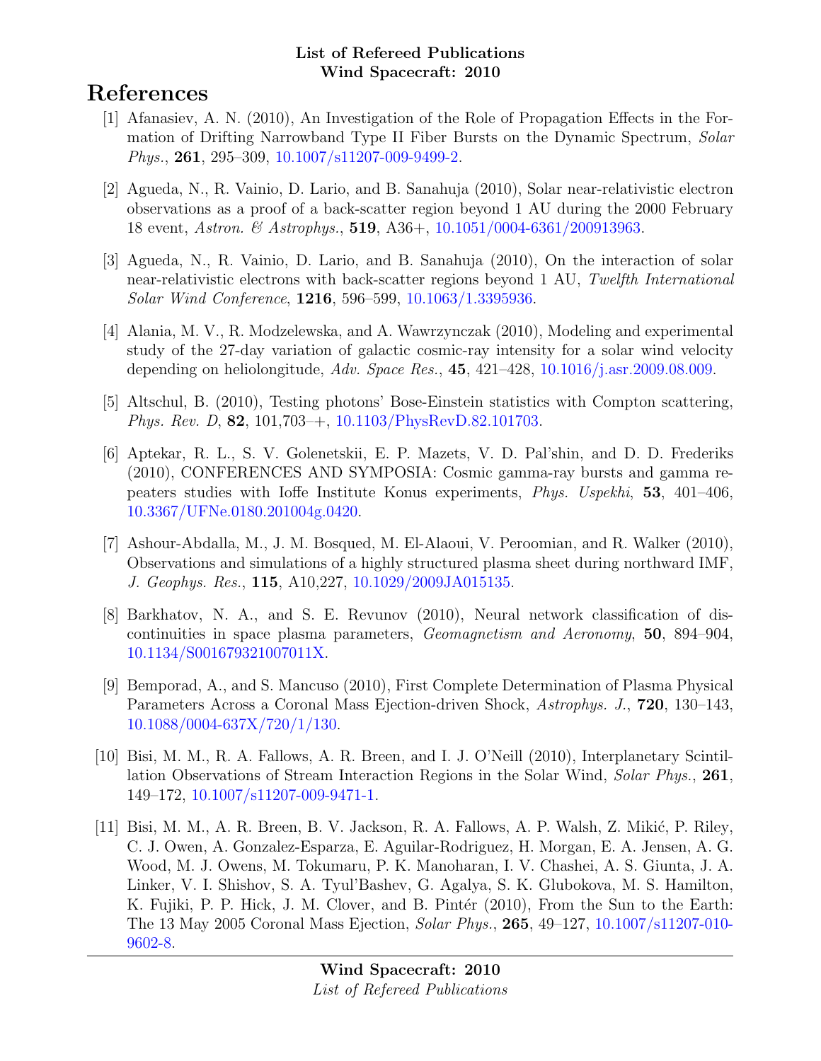**List of Refereed Publications**
**Wind Spacecraft: 2010**

# References

[1] Afanasiev, A. N. (2010), An Investigation of the Role of Propagation Effects in the Formation of Drifting Narrowband Type II Fiber Bursts on the Dynamic Spectrum, *Solar Phys.*, **261**, 295–309, 10.1007/s11207-009-9499-2.

[2] Agueda, N., R. Vainio, D. Lario, and B. Sanahuja (2010), Solar near-relativistic electron observations as a proof of a back-scatter region beyond 1 AU during the 2000 February 18 event, *Astron. & Astrophys.*, **519**, A36+, 10.1051/0004-6361/200913963.

[3] Agueda, N., R. Vainio, D. Lario, and B. Sanahuja (2010), On the interaction of solar near-relativistic electrons with back-scatter regions beyond 1 AU, *Twelfth International Solar Wind Conference*, **1216**, 596–599, 10.1063/1.3395936.

[4] Alania, M. V., R. Modzelewska, and A. Wawrzynczak (2010), Modeling and experimental study of the 27-day variation of galactic cosmic-ray intensity for a solar wind velocity depending on heliolongitude, *Adv. Space Res.*, **45**, 421–428, 10.1016/j.asr.2009.08.009.

[5] Altschul, B. (2010), Testing photons' Bose-Einstein statistics with Compton scattering, *Phys. Rev. D*, **82**, 101,703–+, 10.1103/PhysRevD.82.101703.

[6] Aptekar, R. L., S. V. Golenetskii, E. P. Mazets, V. D. Pal'shin, and D. D. Frederiks (2010), CONFERENCES AND SYMPOSIA: Cosmic gamma-ray bursts and gamma repeaters studies with Ioffe Institute Konus experiments, *Phys. Uspekhi*, **53**, 401–406, 10.3367/UFNe.0180.201004g.0420.

[7] Ashour-Abdalla, M., J. M. Bosqued, M. El-Alaoui, V. Peroomian, and R. Walker (2010), Observations and simulations of a highly structured plasma sheet during northward IMF, *J. Geophys. Res.*, **115**, A10,227, 10.1029/2009JA015135.

[8] Barkhatov, N. A., and S. E. Revunov (2010), Neural network classification of discontinuities in space plasma parameters, *Geomagnetism and Aeronomy*, **50**, 894–904, 10.1134/S001679321007011X.

[9] Bemporad, A., and S. Mancuso (2010), First Complete Determination of Plasma Physical Parameters Across a Coronal Mass Ejection-driven Shock, *Astrophys. J.*, **720**, 130–143, 10.1088/0004-637X/720/1/130.

[10] Bisi, M. M., R. A. Fallows, A. R. Breen, and I. J. O'Neill (2010), Interplanetary Scintillation Observations of Stream Interaction Regions in the Solar Wind, *Solar Phys.*, **261**, 149–172, 10.1007/s11207-009-9471-1.

[11] Bisi, M. M., A. R. Breen, B. V. Jackson, R. A. Fallows, A. P. Walsh, Z. Mikić, P. Riley, C. J. Owen, A. Gonzalez-Esparza, E. Aguilar-Rodriguez, H. Morgan, E. A. Jensen, A. G. Wood, M. J. Owens, M. Tokumaru, P. K. Manoharan, I. V. Chashei, A. S. Giunta, J. A. Linker, V. I. Shishov, S. A. Tyul'Bashev, G. Agalya, S. K. Glubokova, M. S. Hamilton, K. Fujiki, P. P. Hick, J. M. Clover, and B. Pintér (2010), From the Sun to the Earth: The 13 May 2005 Coronal Mass Ejection, *Solar Phys.*, **265**, 49–127, 10.1007/s11207-010-9602-8.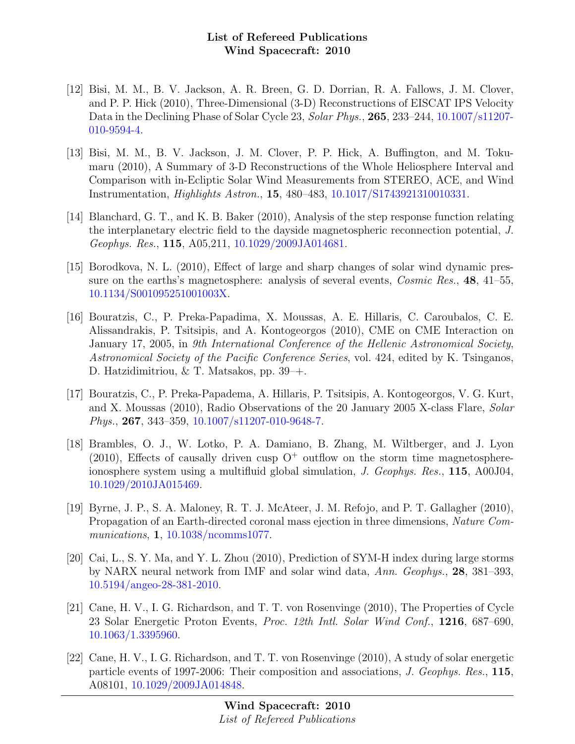[12] Bisi, M. M., B. V. Jackson, A. R. Breen, G. D. Dorrian, R. A. Fallows, J. M. Clover, and P. P. Hick (2010), Three-Dimensional (3-D) Reconstructions of EISCAT IPS Velocity Data in the Declining Phase of Solar Cycle 23, *Solar Phys.*, **265**, 233–244, 10.1007/s11207-010-9594-4.

[13] Bisi, M. M., B. V. Jackson, J. M. Clover, P. P. Hick, A. Buffington, and M. Tokumaru (2010), A Summary of 3-D Reconstructions of the Whole Heliosphere Interval and Comparison with in-Ecliptic Solar Wind Measurements from STEREO, ACE, and Wind Instrumentation, *Highlights Astron.*, **15**, 480–483, 10.1017/S1743921310010331.

[14] Blanchard, G. T., and K. B. Baker (2010), Analysis of the step response function relating the interplanetary electric field to the dayside magnetospheric reconnection potential, *J. Geophys. Res.*, **115**, A05,211, 10.1029/2009JA014681.

[15] Borodkova, N. L. (2010), Effect of large and sharp changes of solar wind dynamic pressure on the earths's magnetosphere: analysis of several events, *Cosmic Res.*, **48**, 41–55, 10.1134/S001095251001003X.

[16] Bouratzis, C., P. Preka-Papadima, X. Moussas, A. E. Hillaris, C. Caroubalos, C. E. Alissandrakis, P. Tsitsipis, and A. Kontogeorgos (2010), CME on CME Interaction on January 17, 2005, in *9th International Conference of the Hellenic Astronomical Society*, *Astronomical Society of the Pacific Conference Series*, vol. 424, edited by K. Tsinganos, D. Hatzidimitriou, & T. Matsakos, pp. 39–+.

[17] Bouratzis, C., P. Preka-Papadema, A. Hillaris, P. Tsitsipis, A. Kontogeorgos, V. G. Kurt, and X. Moussas (2010), Radio Observations of the 20 January 2005 X-class Flare, *Solar Phys.*, **267**, 343–359, 10.1007/s11207-010-9648-7.

[18] Brambles, O. J., W. Lotko, P. A. Damiano, B. Zhang, M. Wiltberger, and J. Lyon (2010), Effects of causally driven cusp $O^+$ outflow on the storm time magnetosphere-ionosphere system using a multifluid global simulation, *J. Geophys. Res.*, **115**, A00J04, 10.1029/2010JA015469.

[19] Byrne, J. P., S. A. Maloney, R. T. J. McAteer, J. M. Refojo, and P. T. Gallagher (2010), Propagation of an Earth-directed coronal mass ejection in three dimensions, *Nature Communications*, **1**, 10.1038/ncomms1077.

[20] Cai, L., S. Y. Ma, and Y. L. Zhou (2010), Prediction of SYM-H index during large storms by NARX neural network from IMF and solar wind data, *Ann. Geophys.*, **28**, 381–393, 10.5194/angeo-28-381-2010.

[21] Cane, H. V., I. G. Richardson, and T. T. von Rosenvinge (2010), The Properties of Cycle 23 Solar Energetic Proton Events, *Proc. 12th Intl. Solar Wind Conf.*, **1216**, 687–690, 10.1063/1.3395960.

[22] Cane, H. V., I. G. Richardson, and T. T. von Rosenvinge (2010), A study of solar energetic particle events of 1997-2006: Their composition and associations, *J. Geophys. Res.*, **115**, A08101, 10.1029/2009JA014848.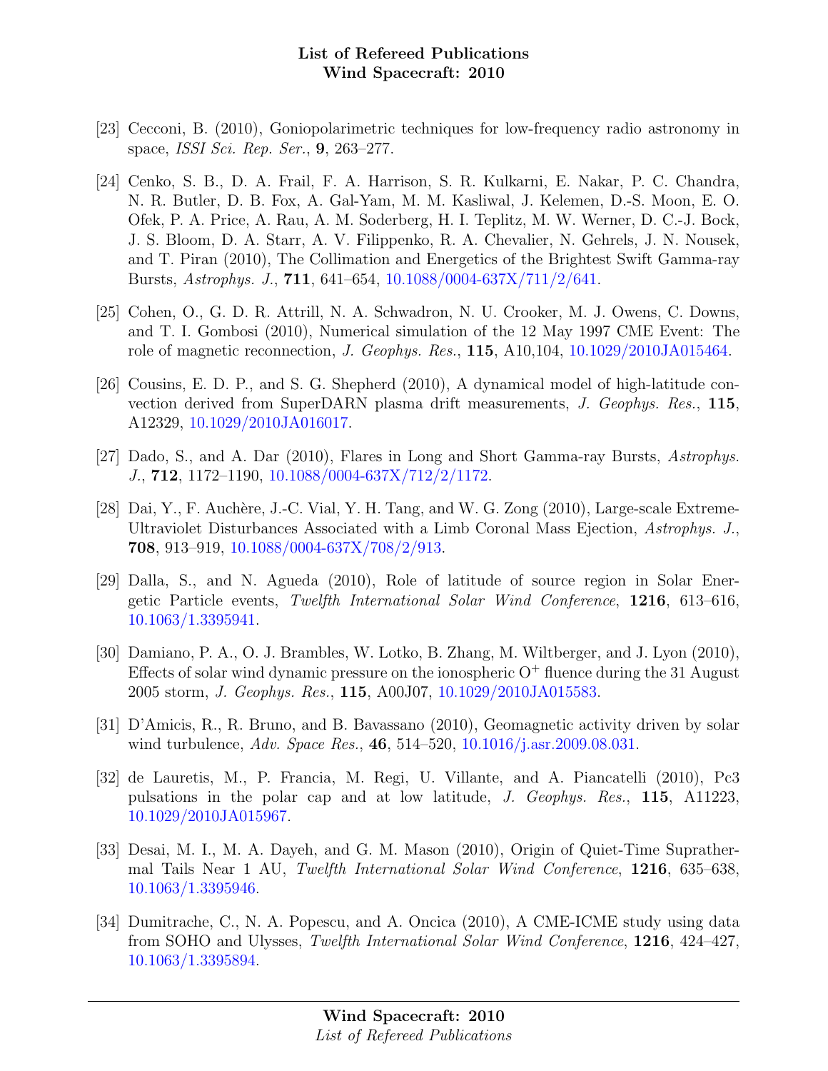[23] Cecconi, B. (2010), Goniopolarimetric techniques for low-frequency radio astronomy in space, *ISSI Sci. Rep. Ser.*, **9**, 263–277.

[24] Cenko, S. B., D. A. Frail, F. A. Harrison, S. R. Kulkarni, E. Nakar, P. C. Chandra, N. R. Butler, D. B. Fox, A. Gal-Yam, M. M. Kasliwal, J. Kelemen, D.-S. Moon, E. O. Ofek, P. A. Price, A. Rau, A. M. Soderberg, H. I. Teplitz, M. W. Werner, D. C.-J. Bock, J. S. Bloom, D. A. Starr, A. V. Filippenko, R. A. Chevalier, N. Gehrels, J. N. Nousek, and T. Piran (2010), The Collimation and Energetics of the Brightest Swift Gamma-ray Bursts, *Astrophys. J.*, **711**, 641–654, 10.1088/0004-637X/711/2/641.

[25] Cohen, O., G. D. R. Attrill, N. A. Schwadron, N. U. Crooker, M. J. Owens, C. Downs, and T. I. Gombosi (2010), Numerical simulation of the 12 May 1997 CME Event: The role of magnetic reconnection, *J. Geophys. Res.*, **115**, A10,104, 10.1029/2010JA015464.

[26] Cousins, E. D. P., and S. G. Shepherd (2010), A dynamical model of high-latitude convection derived from SuperDARN plasma drift measurements, *J. Geophys. Res.*, **115**, A12329, 10.1029/2010JA016017.

[27] Dado, S., and A. Dar (2010), Flares in Long and Short Gamma-ray Bursts, *Astrophys. J.*, **712**, 1172–1190, 10.1088/0004-637X/712/2/1172.

[28] Dai, Y., F. Auchère, J.-C. Vial, Y. H. Tang, and W. G. Zong (2010), Large-scale Extreme-Ultraviolet Disturbances Associated with a Limb Coronal Mass Ejection, *Astrophys. J.*, **708**, 913–919, 10.1088/0004-637X/708/2/913.

[29] Dalla, S., and N. Agueda (2010), Role of latitude of source region in Solar Energetic Particle events, *Twelfth International Solar Wind Conference*, **1216**, 613–616, 10.1063/1.3395941.

[30] Damiano, P. A., O. J. Brambles, W. Lotko, B. Zhang, M. Wiltberger, and J. Lyon (2010), Effects of solar wind dynamic pressure on the ionospheric $O^+$ fluence during the 31 August 2005 storm, *J. Geophys. Res.*, **115**, A00J07, 10.1029/2010JA015583.

[31] D'Amicis, R., R. Bruno, and B. Bavassano (2010), Geomagnetic activity driven by solar wind turbulence, *Adv. Space Res.*, **46**, 514–520, 10.1016/j.asr.2009.08.031.

[32] de Lauretis, M., P. Francia, M. Regi, U. Villante, and A. Piancatelli (2010), Pc3 pulsations in the polar cap and at low latitude, *J. Geophys. Res.*, **115**, A11223, 10.1029/2010JA015967.

[33] Desai, M. I., M. A. Dayeh, and G. M. Mason (2010), Origin of Quiet-Time Suprathermal Tails Near 1 AU, *Twelfth International Solar Wind Conference*, **1216**, 635–638, 10.1063/1.3395946.

[34] Dumitrache, C., N. A. Popescu, and A. Oncica (2010), A CME-ICME study using data from SOHO and Ulysses, *Twelfth International Solar Wind Conference*, **1216**, 424–427, 10.1063/1.3395894.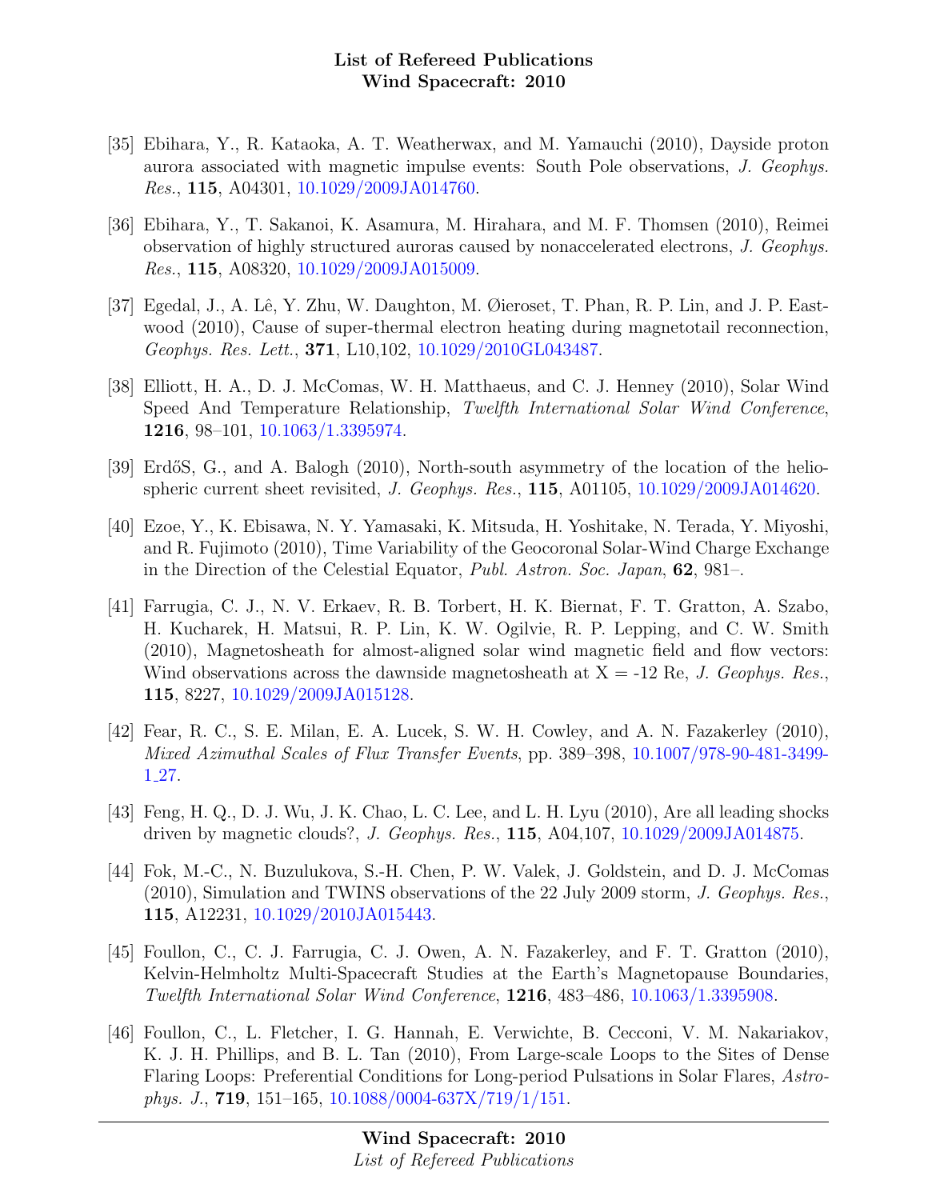[35] Ebihara, Y., R. Kataoka, A. T. Weatherwax, and M. Yamauchi (2010), Dayside proton aurora associated with magnetic impulse events: South Pole observations, *J. Geophys. Res.*, **115**, A04301, 10.1029/2009JA014760.

[36] Ebihara, Y., T. Sakanoi, K. Asamura, M. Hirahara, and M. F. Thomsen (2010), Reimei observation of highly structured auroras caused by nonaccelerated electrons, *J. Geophys. Res.*, **115**, A08320, 10.1029/2009JA015009.

[37] Egedal, J., A. Lê, Y. Zhu, W. Daughton, M. Øieroset, T. Phan, R. P. Lin, and J. P. Eastwood (2010), Cause of super-thermal electron heating during magnetotail reconnection, *Geophys. Res. Lett.*, **371**, L10,102, 10.1029/2010GL043487.

[38] Elliott, H. A., D. J. McComas, W. H. Matthaeus, and C. J. Henney (2010), Solar Wind Speed And Temperature Relationship, *Twelfth International Solar Wind Conference*, **1216**, 98–101, 10.1063/1.3395974.

[39] ErdőS, G., and A. Balogh (2010), North-south asymmetry of the location of the heliospheric current sheet revisited, *J. Geophys. Res.*, **115**, A01105, 10.1029/2009JA014620.

[40] Ezoe, Y., K. Ebisawa, N. Y. Yamasaki, K. Mitsuda, H. Yoshitake, N. Terada, Y. Miyoshi, and R. Fujimoto (2010), Time Variability of the Geocoronal Solar-Wind Charge Exchange in the Direction of the Celestial Equator, *Publ. Astron. Soc. Japan*, **62**, 981–.

[41] Farrugia, C. J., N. V. Erkaev, R. B. Torbert, H. K. Biernat, F. T. Gratton, A. Szabo, H. Kucharek, H. Matsui, R. P. Lin, K. W. Ogilvie, R. P. Lepping, and C. W. Smith (2010), Magnetosheath for almost-aligned solar wind magnetic field and flow vectors: Wind observations across the dawnside magnetosheath at X = -12 Re, *J. Geophys. Res.*, **115**, 8227, 10.1029/2009JA015128.

[42] Fear, R. C., S. E. Milan, E. A. Lucek, S. W. H. Cowley, and A. N. Fazakerley (2010), *Mixed Azimuthal Scales of Flux Transfer Events*, pp. 389–398, 10.1007/978-90-481-3499-1_27.

[43] Feng, H. Q., D. J. Wu, J. K. Chao, L. C. Lee, and L. H. Lyu (2010), Are all leading shocks driven by magnetic clouds?, *J. Geophys. Res.*, **115**, A04,107, 10.1029/2009JA014875.

[44] Fok, M.-C., N. Buzulukova, S.-H. Chen, P. W. Valek, J. Goldstein, and D. J. McComas (2010), Simulation and TWINS observations of the 22 July 2009 storm, *J. Geophys. Res.*, **115**, A12231, 10.1029/2010JA015443.

[45] Foullon, C., C. J. Farrugia, C. J. Owen, A. N. Fazakerley, and F. T. Gratton (2010), Kelvin-Helmholtz Multi-Spacecraft Studies at the Earth's Magnetopause Boundaries, *Twelfth International Solar Wind Conference*, **1216**, 483–486, 10.1063/1.3395908.

[46] Foullon, C., L. Fletcher, I. G. Hannah, E. Verwichte, B. Cecconi, V. M. Nakariakov, K. J. H. Phillips, and B. L. Tan (2010), From Large-scale Loops to the Sites of Dense Flaring Loops: Preferential Conditions for Long-period Pulsations in Solar Flares, *Astrophys. J.*, **719**, 151–165, 10.1088/0004-637X/719/1/151.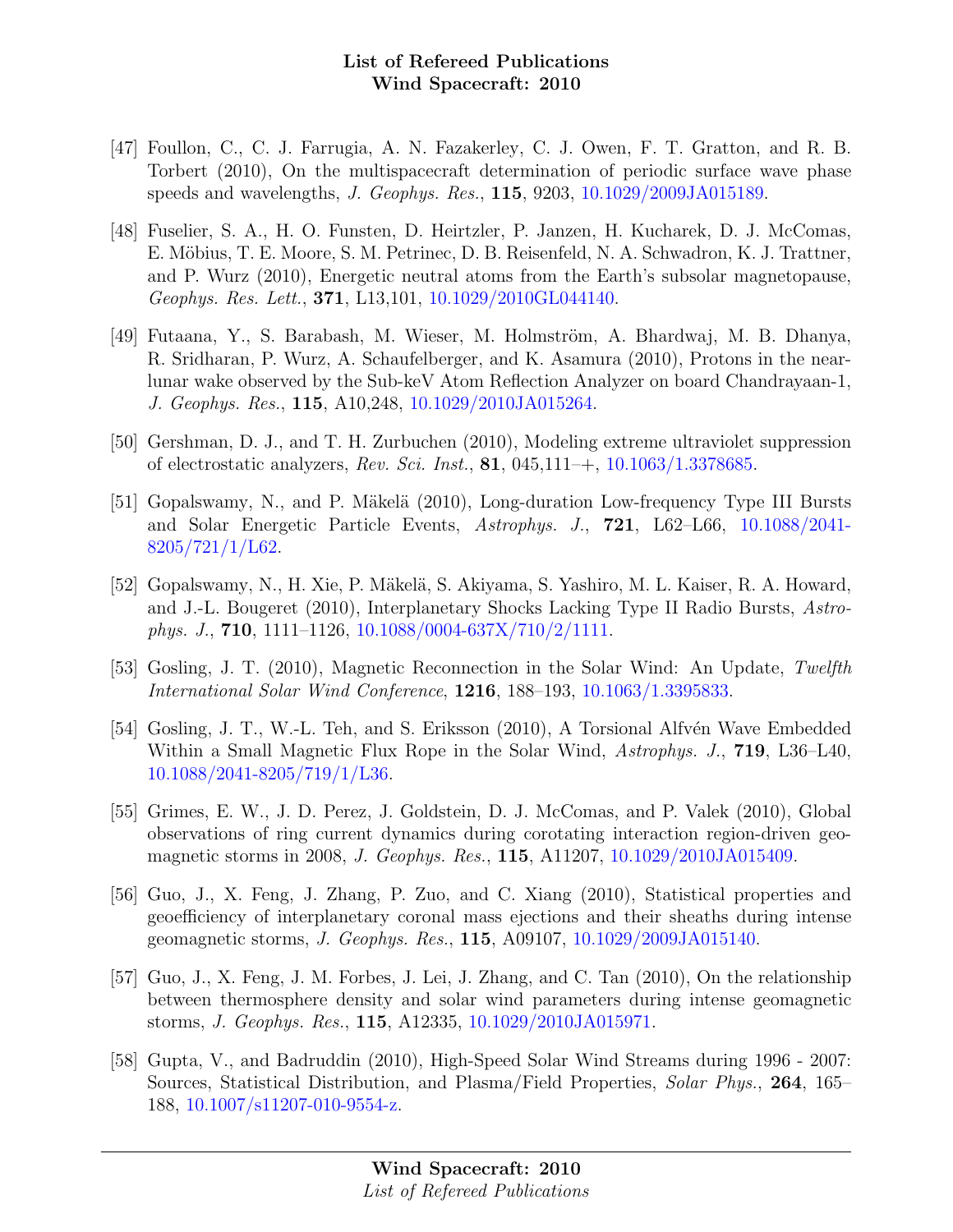[47] Foullon, C., C. J. Farrugia, A. N. Fazakerley, C. J. Owen, F. T. Gratton, and R. B. Torbert (2010), On the multispacecraft determination of periodic surface wave phase speeds and wavelengths, *J. Geophys. Res.*, **115**, 9203, 10.1029/2009JA015189.

[48] Fuselier, S. A., H. O. Funsten, D. Heirtzler, P. Janzen, H. Kucharek, D. J. McComas, E. Möbius, T. E. Moore, S. M. Petrinec, D. B. Reisenfeld, N. A. Schwadron, K. J. Trattner, and P. Wurz (2010), Energetic neutral atoms from the Earth's subsolar magnetopause, *Geophys. Res. Lett.*, **371**, L13,101, 10.1029/2010GL044140.

[49] Futaana, Y., S. Barabash, M. Wieser, M. Holmström, A. Bhardwaj, M. B. Dhanya, R. Sridharan, P. Wurz, A. Schaufelberger, and K. Asamura (2010), Protons in the near-lunar wake observed by the Sub-keV Atom Reflection Analyzer on board Chandrayaan-1, *J. Geophys. Res.*, **115**, A10,248, 10.1029/2010JA015264.

[50] Gershman, D. J., and T. H. Zurbuchen (2010), Modeling extreme ultraviolet suppression of electrostatic analyzers, *Rev. Sci. Inst.*, **81**, 045,111–+, 10.1063/1.3378685.

[51] Gopalswamy, N., and P. Mäkelä (2010), Long-duration Low-frequency Type III Bursts and Solar Energetic Particle Events, *Astrophys. J.*, **721**, L62–L66, 10.1088/2041-8205/721/1/L62.

[52] Gopalswamy, N., H. Xie, P. Mäkelä, S. Akiyama, S. Yashiro, M. L. Kaiser, R. A. Howard, and J.-L. Bougeret (2010), Interplanetary Shocks Lacking Type II Radio Bursts, *Astrophys. J.*, **710**, 1111–1126, 10.1088/0004-637X/710/2/1111.

[53] Gosling, J. T. (2010), Magnetic Reconnection in the Solar Wind: An Update, *Twelfth International Solar Wind Conference*, **1216**, 188–193, 10.1063/1.3395833.

[54] Gosling, J. T., W.-L. Teh, and S. Eriksson (2010), A Torsional Alfvén Wave Embedded Within a Small Magnetic Flux Rope in the Solar Wind, *Astrophys. J.*, **719**, L36–L40, 10.1088/2041-8205/719/1/L36.

[55] Grimes, E. W., J. D. Perez, J. Goldstein, D. J. McComas, and P. Valek (2010), Global observations of ring current dynamics during corotating interaction region-driven geomagnetic storms in 2008, *J. Geophys. Res.*, **115**, A11207, 10.1029/2010JA015409.

[56] Guo, J., X. Feng, J. Zhang, P. Zuo, and C. Xiang (2010), Statistical properties and geoefficiency of interplanetary coronal mass ejections and their sheaths during intense geomagnetic storms, *J. Geophys. Res.*, **115**, A09107, 10.1029/2009JA015140.

[57] Guo, J., X. Feng, J. M. Forbes, J. Lei, J. Zhang, and C. Tan (2010), On the relationship between thermosphere density and solar wind parameters during intense geomagnetic storms, *J. Geophys. Res.*, **115**, A12335, 10.1029/2010JA015971.

[58] Gupta, V., and Badruddin (2010), High-Speed Solar Wind Streams during 1996 - 2007: Sources, Statistical Distribution, and Plasma/Field Properties, *Solar Phys.*, **264**, 165–188, 10.1007/s11207-010-9554-z.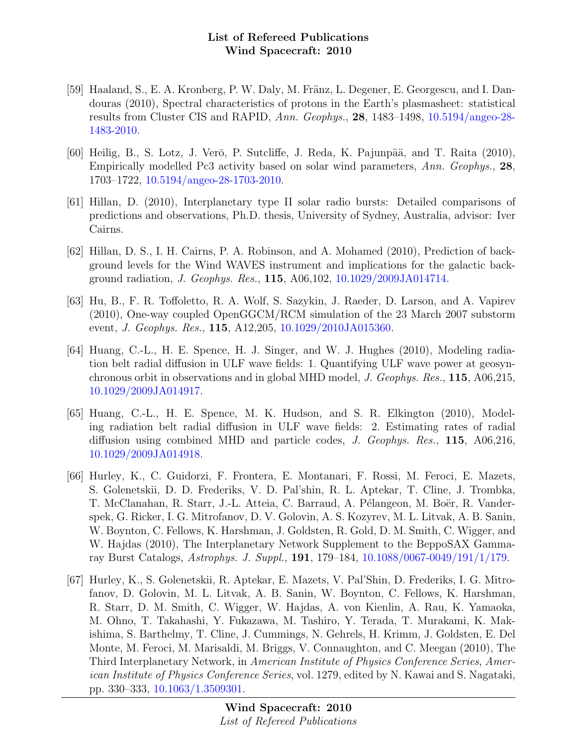[59] Haaland, S., E. A. Kronberg, P. W. Daly, M. Fränz, L. Degener, E. Georgescu, and I. Dandouras (2010), Spectral characteristics of protons in the Earth's plasmasheet: statistical results from Cluster CIS and RAPID, *Ann. Geophys.*, **28**, 1483–1498, 10.5194/angeo-28-1483-2010.

[60] Heilig, B., S. Lotz, J. Verō, P. Sutcliffe, J. Reda, K. Pajunpää, and T. Raita (2010), Empirically modelled Pc3 activity based on solar wind parameters, *Ann. Geophys.*, **28**, 1703–1722, 10.5194/angeo-28-1703-2010.

[61] Hillan, D. (2010), Interplanetary type II solar radio bursts: Detailed comparisons of predictions and observations, Ph.D. thesis, University of Sydney, Australia, advisor: Iver Cairns.

[62] Hillan, D. S., I. H. Cairns, P. A. Robinson, and A. Mohamed (2010), Prediction of background levels for the Wind WAVES instrument and implications for the galactic background radiation, *J. Geophys. Res.*, **115**, A06,102, 10.1029/2009JA014714.

[63] Hu, B., F. R. Toffoletto, R. A. Wolf, S. Sazykin, J. Raeder, D. Larson, and A. Vapirev (2010), One-way coupled OpenGGCM/RCM simulation of the 23 March 2007 substorm event, *J. Geophys. Res.*, **115**, A12,205, 10.1029/2010JA015360.

[64] Huang, C.-L., H. E. Spence, H. J. Singer, and W. J. Hughes (2010), Modeling radiation belt radial diffusion in ULF wave fields: 1. Quantifying ULF wave power at geosynchronous orbit in observations and in global MHD model, *J. Geophys. Res.*, **115**, A06,215, 10.1029/2009JA014917.

[65] Huang, C.-L., H. E. Spence, M. K. Hudson, and S. R. Elkington (2010), Modeling radiation belt radial diffusion in ULF wave fields: 2. Estimating rates of radial diffusion using combined MHD and particle codes, *J. Geophys. Res.*, **115**, A06,216, 10.1029/2009JA014918.

[66] Hurley, K., C. Guidorzi, F. Frontera, E. Montanari, F. Rossi, M. Feroci, E. Mazets, S. Golenetskii, D. D. Frederiks, V. D. Pal'shin, R. L. Aptekar, T. Cline, J. Trombka, T. McClanahan, R. Starr, J.-L. Atteia, C. Barraud, A. Pélangeon, M. Boër, R. Vanderspek, G. Ricker, I. G. Mitrofanov, D. V. Golovin, A. S. Kozyrev, M. L. Litvak, A. B. Sanin, W. Boynton, C. Fellows, K. Harshman, J. Goldsten, R. Gold, D. M. Smith, C. Wigger, and W. Hajdas (2010), The Interplanetary Network Supplement to the BeppoSAX Gamma-ray Burst Catalogs, *Astrophys. J. Suppl.*, **191**, 179–184, 10.1088/0067-0049/191/1/179.

[67] Hurley, K., S. Golenetskii, R. Aptekar, E. Mazets, V. Pal'Shin, D. Frederiks, I. G. Mitrofanov, D. Golovin, M. L. Litvak, A. B. Sanin, W. Boynton, C. Fellows, K. Harshman, R. Starr, D. M. Smith, C. Wigger, W. Hajdas, A. von Kienlin, A. Rau, K. Yamaoka, M. Ohno, T. Takahashi, Y. Fukazawa, M. Tashiro, Y. Terada, T. Murakami, K. Makishima, S. Barthelmy, T. Cline, J. Cummings, N. Gehrels, H. Krimm, J. Goldsten, E. Del Monte, M. Feroci, M. Marisaldi, M. Briggs, V. Connaughton, and C. Meegan (2010), The Third Interplanetary Network, in *American Institute of Physics Conference Series*, *American Institute of Physics Conference Series*, vol. 1279, edited by N. Kawai and S. Nagataki, pp. 330–333, 10.1063/1.3509301.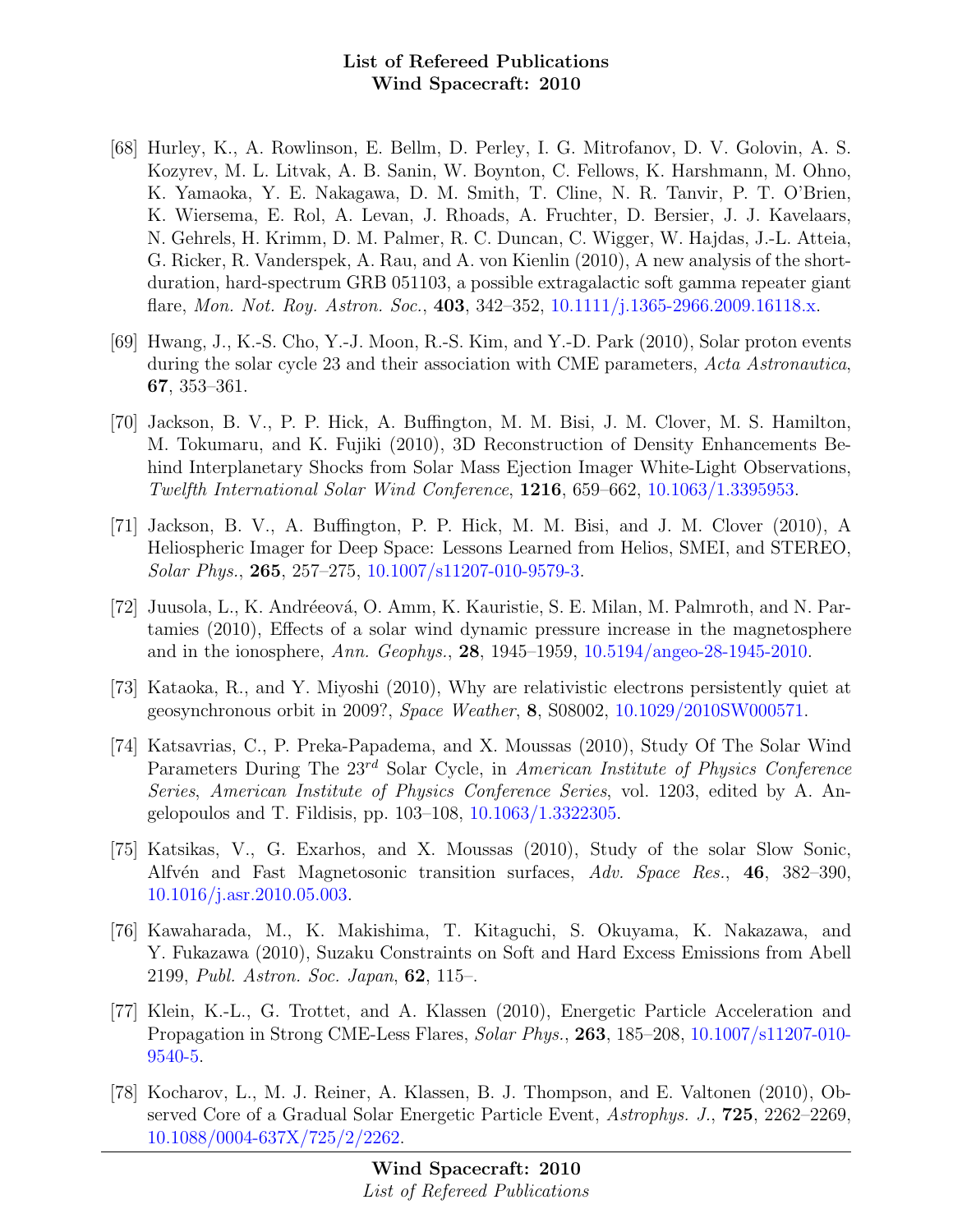[68] Hurley, K., A. Rowlinson, E. Bellm, D. Perley, I. G. Mitrofanov, D. V. Golovin, A. S. Kozyrev, M. L. Litvak, A. B. Sanin, W. Boynton, C. Fellows, K. Harshmann, M. Ohno, K. Yamaoka, Y. E. Nakagawa, D. M. Smith, T. Cline, N. R. Tanvir, P. T. O'Brien, K. Wiersema, E. Rol, A. Levan, J. Rhoads, A. Fruchter, D. Bersier, J. J. Kavelaars, N. Gehrels, H. Krimm, D. M. Palmer, R. C. Duncan, C. Wigger, W. Hajdas, J.-L. Atteia, G. Ricker, R. Vanderspek, A. Rau, and A. von Kienlin (2010), A new analysis of the short-duration, hard-spectrum GRB 051103, a possible extragalactic soft gamma repeater giant flare, *Mon. Not. Roy. Astron. Soc.*, **403**, 342–352, 10.1111/j.1365-2966.2009.16118.x.

[69] Hwang, J., K.-S. Cho, Y.-J. Moon, R.-S. Kim, and Y.-D. Park (2010), Solar proton events during the solar cycle 23 and their association with CME parameters, *Acta Astronautica*, **67**, 353–361.

[70] Jackson, B. V., P. P. Hick, A. Buffington, M. M. Bisi, J. M. Clover, M. S. Hamilton, M. Tokumaru, and K. Fujiki (2010), 3D Reconstruction of Density Enhancements Behind Interplanetary Shocks from Solar Mass Ejection Imager White-Light Observations, *Twelfth International Solar Wind Conference*, **1216**, 659–662, 10.1063/1.3395953.

[71] Jackson, B. V., A. Buffington, P. P. Hick, M. M. Bisi, and J. M. Clover (2010), A Heliospheric Imager for Deep Space: Lessons Learned from Helios, SMEI, and STEREO, *Solar Phys.*, **265**, 257–275, 10.1007/s11207-010-9579-3.

[72] Juusola, L., K. Andréeová, O. Amm, K. Kauristie, S. E. Milan, M. Palmroth, and N. Partamies (2010), Effects of a solar wind dynamic pressure increase in the magnetosphere and in the ionosphere, *Ann. Geophys.*, **28**, 1945–1959, 10.5194/angeo-28-1945-2010.

[73] Kataoka, R., and Y. Miyoshi (2010), Why are relativistic electrons persistently quiet at geosynchronous orbit in 2009?, *Space Weather*, **8**, S08002, 10.1029/2010SW000571.

[74] Katsavrias, C., P. Preka-Papadema, and X. Moussas (2010), Study Of The Solar Wind Parameters During The 23$^{rd}$ Solar Cycle, in *American Institute of Physics Conference Series*, *American Institute of Physics Conference Series*, vol. 1203, edited by A. Angelopoulos and T. Fildisis, pp. 103–108, 10.1063/1.3322305.

[75] Katsikas, V., G. Exarhos, and X. Moussas (2010), Study of the solar Slow Sonic, Alfvén and Fast Magnetosonic transition surfaces, *Adv. Space Res.*, **46**, 382–390, 10.1016/j.asr.2010.05.003.

[76] Kawaharada, M., K. Makishima, T. Kitaguchi, S. Okuyama, K. Nakazawa, and Y. Fukazawa (2010), Suzaku Constraints on Soft and Hard Excess Emissions from Abell 2199, *Publ. Astron. Soc. Japan*, **62**, 115–.

[77] Klein, K.-L., G. Trottet, and A. Klassen (2010), Energetic Particle Acceleration and Propagation in Strong CME-Less Flares, *Solar Phys.*, **263**, 185–208, 10.1007/s11207-010-9540-5.

[78] Kocharov, L., M. J. Reiner, A. Klassen, B. J. Thompson, and E. Valtonen (2010), Observed Core of a Gradual Solar Energetic Particle Event, *Astrophys. J.*, **725**, 2262–2269, 10.1088/0004-637X/725/2/2262.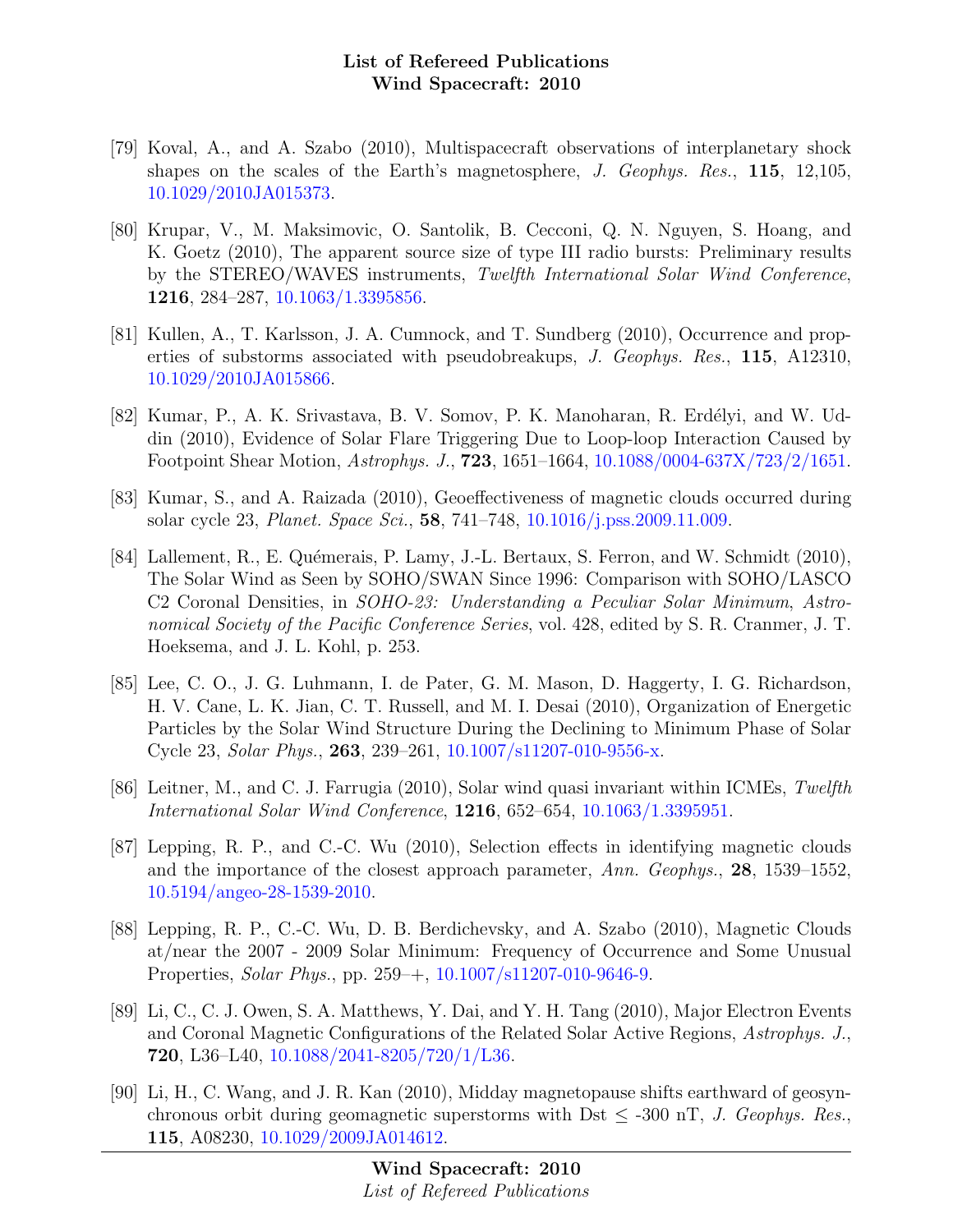[79] Koval, A., and A. Szabo (2010), Multispacecraft observations of interplanetary shock shapes on the scales of the Earth's magnetosphere, *J. Geophys. Res.*, **115**, 12,105, 10.1029/2010JA015373.

[80] Krupar, V., M. Maksimovic, O. Santolik, B. Cecconi, Q. N. Nguyen, S. Hoang, and K. Goetz (2010), The apparent source size of type III radio bursts: Preliminary results by the STEREO/WAVES instruments, *Twelfth International Solar Wind Conference*, **1216**, 284–287, 10.1063/1.3395856.

[81] Kullen, A., T. Karlsson, J. A. Cumnock, and T. Sundberg (2010), Occurrence and properties of substorms associated with pseudobreakups, *J. Geophys. Res.*, **115**, A12310, 10.1029/2010JA015866.

[82] Kumar, P., A. K. Srivastava, B. V. Somov, P. K. Manoharan, R. Erdélyi, and W. Uddin (2010), Evidence of Solar Flare Triggering Due to Loop-loop Interaction Caused by Footpoint Shear Motion, *Astrophys. J.*, **723**, 1651–1664, 10.1088/0004-637X/723/2/1651.

[83] Kumar, S., and A. Raizada (2010), Geoeffectiveness of magnetic clouds occurred during solar cycle 23, *Planet. Space Sci.*, **58**, 741–748, 10.1016/j.pss.2009.11.009.

[84] Lallement, R., E. Quémerais, P. Lamy, J.-L. Bertaux, S. Ferron, and W. Schmidt (2010), The Solar Wind as Seen by SOHO/SWAN Since 1996: Comparison with SOHO/LASCO C2 Coronal Densities, in *SOHO-23: Understanding a Peculiar Solar Minimum*, *Astronomical Society of the Pacific Conference Series*, vol. 428, edited by S. R. Cranmer, J. T. Hoeksema, and J. L. Kohl, p. 253.

[85] Lee, C. O., J. G. Luhmann, I. de Pater, G. M. Mason, D. Haggerty, I. G. Richardson, H. V. Cane, L. K. Jian, C. T. Russell, and M. I. Desai (2010), Organization of Energetic Particles by the Solar Wind Structure During the Declining to Minimum Phase of Solar Cycle 23, *Solar Phys.*, **263**, 239–261, 10.1007/s11207-010-9556-x.

[86] Leitner, M., and C. J. Farrugia (2010), Solar wind quasi invariant within ICMEs, *Twelfth International Solar Wind Conference*, **1216**, 652–654, 10.1063/1.3395951.

[87] Lepping, R. P., and C.-C. Wu (2010), Selection effects in identifying magnetic clouds and the importance of the closest approach parameter, *Ann. Geophys.*, **28**, 1539–1552, 10.5194/angeo-28-1539-2010.

[88] Lepping, R. P., C.-C. Wu, D. B. Berdichevsky, and A. Szabo (2010), Magnetic Clouds at/near the 2007 - 2009 Solar Minimum: Frequency of Occurrence and Some Unusual Properties, *Solar Phys.*, pp. 259–+, 10.1007/s11207-010-9646-9.

[89] Li, C., C. J. Owen, S. A. Matthews, Y. Dai, and Y. H. Tang (2010), Major Electron Events and Coronal Magnetic Configurations of the Related Solar Active Regions, *Astrophys. J.*, **720**, L36–L40, 10.1088/2041-8205/720/1/L36.

[90] Li, H., C. Wang, and J. R. Kan (2010), Midday magnetopause shifts earthward of geosynchronous orbit during geomagnetic superstorms with Dst $\leq$ -300 nT, *J. Geophys. Res.*, **115**, A08230, 10.1029/2009JA014612.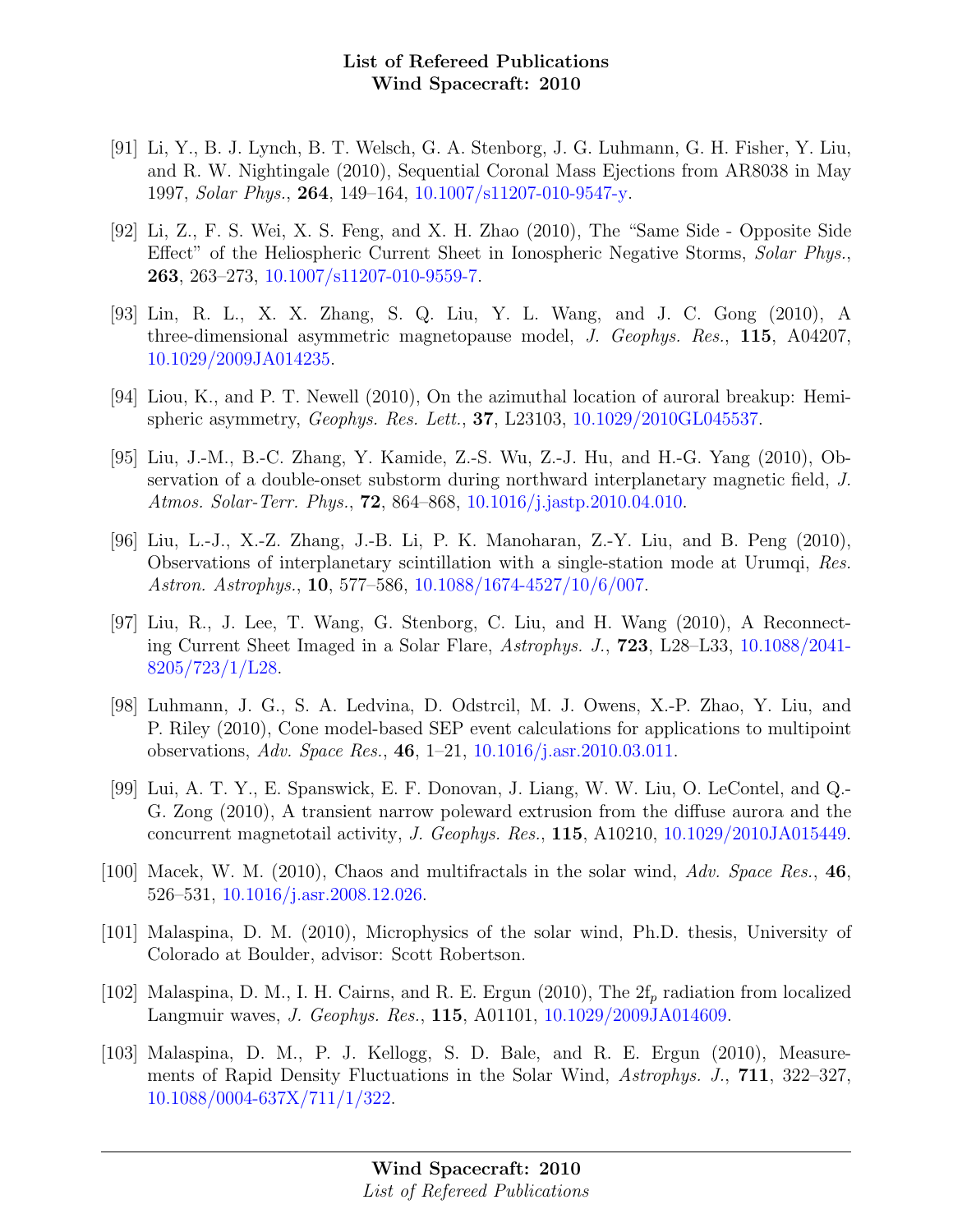[91] Li, Y., B. J. Lynch, B. T. Welsch, G. A. Stenborg, J. G. Luhmann, G. H. Fisher, Y. Liu, and R. W. Nightingale (2010), Sequential Coronal Mass Ejections from AR8038 in May 1997, *Solar Phys.*, **264**, 149–164, 10.1007/s11207-010-9547-y.

[92] Li, Z., F. S. Wei, X. S. Feng, and X. H. Zhao (2010), The "Same Side - Opposite Side Effect" of the Heliospheric Current Sheet in Ionospheric Negative Storms, *Solar Phys.*, **263**, 263–273, 10.1007/s11207-010-9559-7.

[93] Lin, R. L., X. X. Zhang, S. Q. Liu, Y. L. Wang, and J. C. Gong (2010), A three-dimensional asymmetric magnetopause model, *J. Geophys. Res.*, **115**, A04207, 10.1029/2009JA014235.

[94] Liou, K., and P. T. Newell (2010), On the azimuthal location of auroral breakup: Hemispheric asymmetry, *Geophys. Res. Lett.*, **37**, L23103, 10.1029/2010GL045537.

[95] Liu, J.-M., B.-C. Zhang, Y. Kamide, Z.-S. Wu, Z.-J. Hu, and H.-G. Yang (2010), Observation of a double-onset substorm during northward interplanetary magnetic field, *J. Atmos. Solar-Terr. Phys.*, **72**, 864–868, 10.1016/j.jastp.2010.04.010.

[96] Liu, L.-J., X.-Z. Zhang, J.-B. Li, P. K. Manoharan, Z.-Y. Liu, and B. Peng (2010), Observations of interplanetary scintillation with a single-station mode at Urumqi, *Res. Astron. Astrophys.*, **10**, 577–586, 10.1088/1674-4527/10/6/007.

[97] Liu, R., J. Lee, T. Wang, G. Stenborg, C. Liu, and H. Wang (2010), A Reconnecting Current Sheet Imaged in a Solar Flare, *Astrophys. J.*, **723**, L28–L33, 10.1088/2041-8205/723/1/L28.

[98] Luhmann, J. G., S. A. Ledvina, D. Odstrcil, M. J. Owens, X.-P. Zhao, Y. Liu, and P. Riley (2010), Cone model-based SEP event calculations for applications to multipoint observations, *Adv. Space Res.*, **46**, 1–21, 10.1016/j.asr.2010.03.011.

[99] Lui, A. T. Y., E. Spanswick, E. F. Donovan, J. Liang, W. W. Liu, O. LeContel, and Q.-G. Zong (2010), A transient narrow poleward extrusion from the diffuse aurora and the concurrent magnetotail activity, *J. Geophys. Res.*, **115**, A10210, 10.1029/2010JA015449.

[100] Macek, W. M. (2010), Chaos and multifractals in the solar wind, *Adv. Space Res.*, **46**, 526–531, 10.1016/j.asr.2008.12.026.

[101] Malaspina, D. M. (2010), Microphysics of the solar wind, Ph.D. thesis, University of Colorado at Boulder, advisor: Scott Robertson.

[102] Malaspina, D. M., I. H. Cairns, and R. E. Ergun (2010), The $2f_p$ radiation from localized Langmuir waves, *J. Geophys. Res.*, **115**, A01101, 10.1029/2009JA014609.

[103] Malaspina, D. M., P. J. Kellogg, S. D. Bale, and R. E. Ergun (2010), Measurements of Rapid Density Fluctuations in the Solar Wind, *Astrophys. J.*, **711**, 322–327, 10.1088/0004-637X/711/1/322.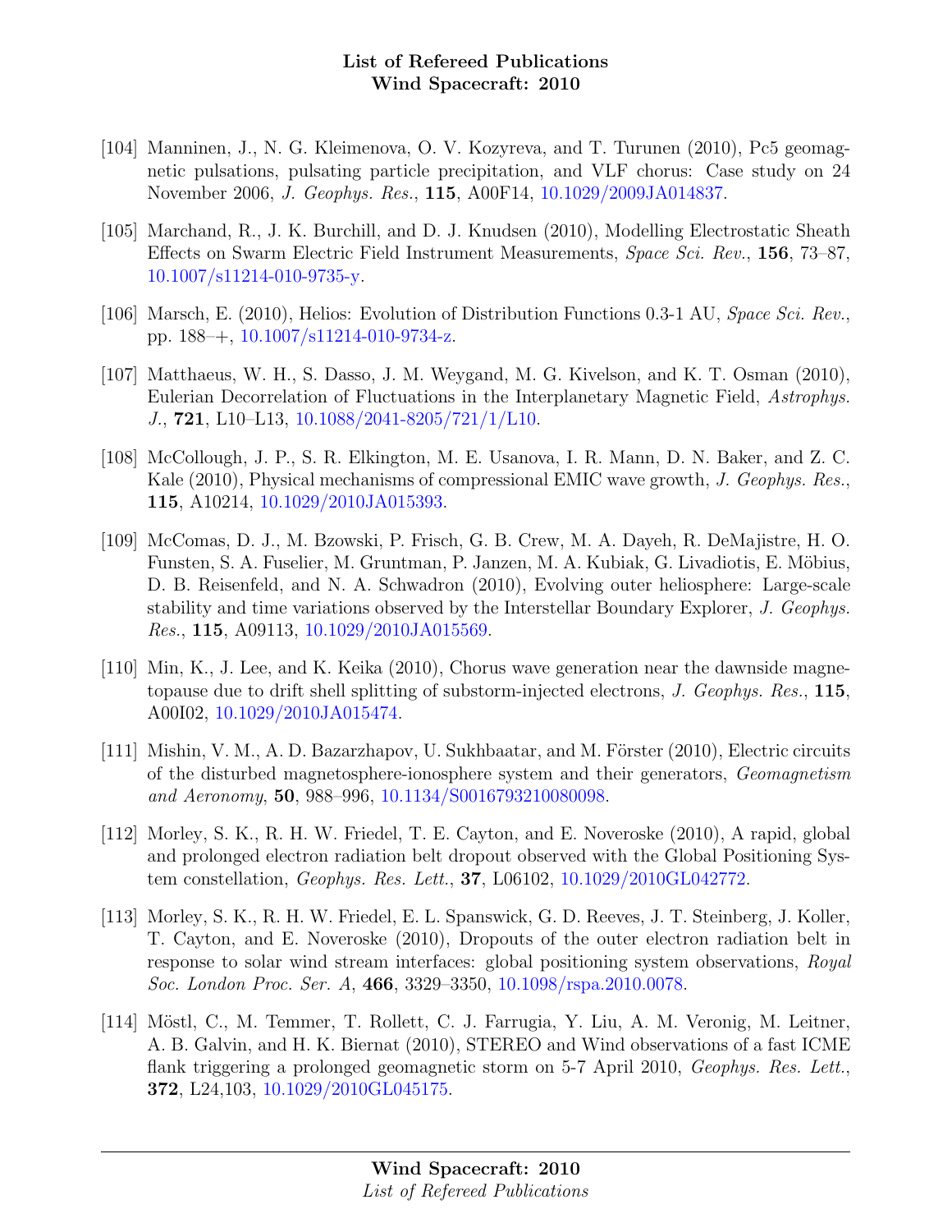[104] Manninen, J., N. G. Kleimenova, O. V. Kozyreva, and T. Turunen (2010), Pc5 geomagnetic pulsations, pulsating particle precipitation, and VLF chorus: Case study on 24 November 2006, *J. Geophys. Res.*, **115**, A00F14, 10.1029/2009JA014837.

[105] Marchand, R., J. K. Burchill, and D. J. Knudsen (2010), Modelling Electrostatic Sheath Effects on Swarm Electric Field Instrument Measurements, *Space Sci. Rev.*, **156**, 73–87, 10.1007/s11214-010-9735-y.

[106] Marsch, E. (2010), Helios: Evolution of Distribution Functions 0.3-1 AU, *Space Sci. Rev.*, pp. 188–+, 10.1007/s11214-010-9734-z.

[107] Matthaeus, W. H., S. Dasso, J. M. Weygand, M. G. Kivelson, and K. T. Osman (2010), Eulerian Decorrelation of Fluctuations in the Interplanetary Magnetic Field, *Astrophys. J.*, **721**, L10–L13, 10.1088/2041-8205/721/1/L10.

[108] McCollough, J. P., S. R. Elkington, M. E. Usanova, I. R. Mann, D. N. Baker, and Z. C. Kale (2010), Physical mechanisms of compressional EMIC wave growth, *J. Geophys. Res.*, **115**, A10214, 10.1029/2010JA015393.

[109] McComas, D. J., M. Bzowski, P. Frisch, G. B. Crew, M. A. Dayeh, R. DeMajistre, H. O. Funsten, S. A. Fuselier, M. Gruntman, P. Janzen, M. A. Kubiak, G. Livadiotis, E. Möbius, D. B. Reisenfeld, and N. A. Schwadron (2010), Evolving outer heliosphere: Large-scale stability and time variations observed by the Interstellar Boundary Explorer, *J. Geophys. Res.*, **115**, A09113, 10.1029/2010JA015569.

[110] Min, K., J. Lee, and K. Keika (2010), Chorus wave generation near the dawnside magnetopause due to drift shell splitting of substorm-injected electrons, *J. Geophys. Res.*, **115**, A00I02, 10.1029/2010JA015474.

[111] Mishin, V. M., A. D. Bazarzhapov, U. Sukhbaatar, and M. Förster (2010), Electric circuits of the disturbed magnetosphere-ionosphere system and their generators, *Geomagnetism and Aeronomy*, **50**, 988–996, 10.1134/S0016793210080098.

[112] Morley, S. K., R. H. W. Friedel, T. E. Cayton, and E. Noveroske (2010), A rapid, global and prolonged electron radiation belt dropout observed with the Global Positioning System constellation, *Geophys. Res. Lett.*, **37**, L06102, 10.1029/2010GL042772.

[113] Morley, S. K., R. H. W. Friedel, E. L. Spanswick, G. D. Reeves, J. T. Steinberg, J. Koller, T. Cayton, and E. Noveroske (2010), Dropouts of the outer electron radiation belt in response to solar wind stream interfaces: global positioning system observations, *Royal Soc. London Proc. Ser. A*, **466**, 3329–3350, 10.1098/rspa.2010.0078.

[114] Möstl, C., M. Temmer, T. Rollett, C. J. Farrugia, Y. Liu, A. M. Veronig, M. Leitner, A. B. Galvin, and H. K. Biernat (2010), STEREO and Wind observations of a fast ICME flank triggering a prolonged geomagnetic storm on 5-7 April 2010, *Geophys. Res. Lett.*, **372**, L24,103, 10.1029/2010GL045175.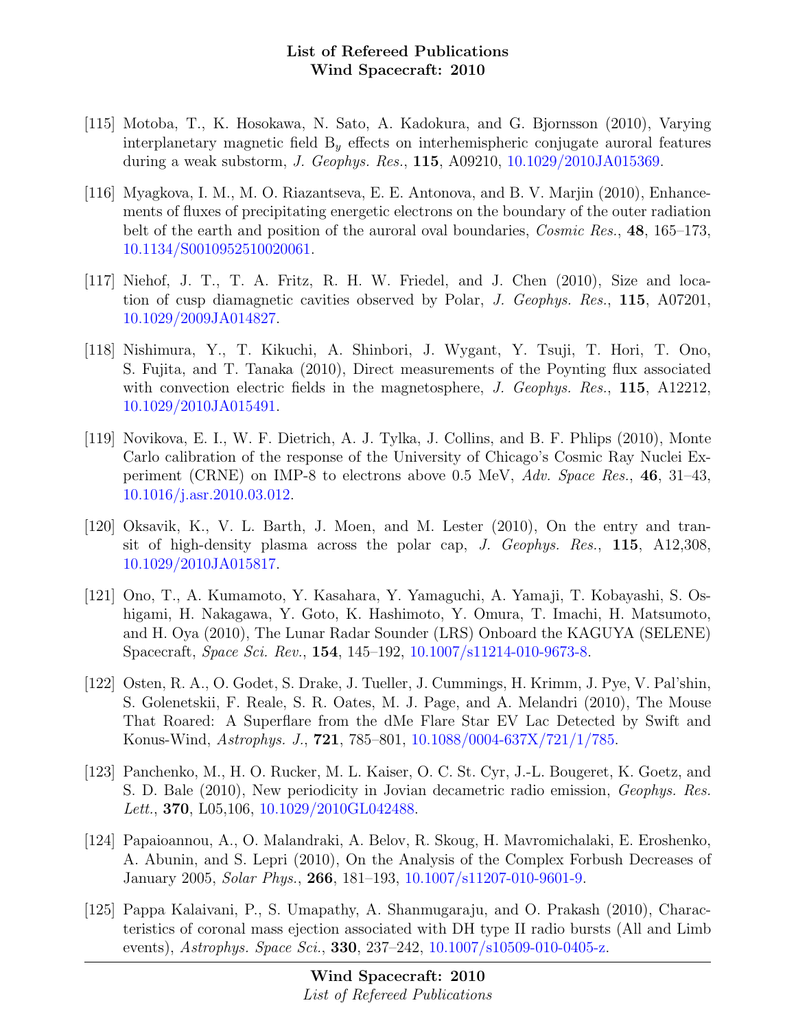[115] Motoba, T., K. Hosokawa, N. Sato, A. Kadokura, and G. Bjornsson (2010), Varying interplanetary magnetic field $B_y$ effects on interhemispheric conjugate auroral features during a weak substorm, *J. Geophys. Res.*, **115**, A09210, 10.1029/2010JA015369.

[116] Myagkova, I. M., M. O. Riazantseva, E. E. Antonova, and B. V. Marjin (2010), Enhancements of fluxes of precipitating energetic electrons on the boundary of the outer radiation belt of the earth and position of the auroral oval boundaries, *Cosmic Res.*, **48**, 165–173, 10.1134/S0010952510020061.

[117] Niehof, J. T., T. A. Fritz, R. H. W. Friedel, and J. Chen (2010), Size and location of cusp diamagnetic cavities observed by Polar, *J. Geophys. Res.*, **115**, A07201, 10.1029/2009JA014827.

[118] Nishimura, Y., T. Kikuchi, A. Shinbori, J. Wygant, Y. Tsuji, T. Hori, T. Ono, S. Fujita, and T. Tanaka (2010), Direct measurements of the Poynting flux associated with convection electric fields in the magnetosphere, *J. Geophys. Res.*, **115**, A12212, 10.1029/2010JA015491.

[119] Novikova, E. I., W. F. Dietrich, A. J. Tylka, J. Collins, and B. F. Phlips (2010), Monte Carlo calibration of the response of the University of Chicago's Cosmic Ray Nuclei Experiment (CRNE) on IMP-8 to electrons above 0.5 MeV, *Adv. Space Res.*, **46**, 31–43, 10.1016/j.asr.2010.03.012.

[120] Oksavik, K., V. L. Barth, J. Moen, and M. Lester (2010), On the entry and transit of high-density plasma across the polar cap, *J. Geophys. Res.*, **115**, A12,308, 10.1029/2010JA015817.

[121] Ono, T., A. Kumamoto, Y. Kasahara, Y. Yamaguchi, A. Yamaji, T. Kobayashi, S. Oshigami, H. Nakagawa, Y. Goto, K. Hashimoto, Y. Omura, T. Imachi, H. Matsumoto, and H. Oya (2010), The Lunar Radar Sounder (LRS) Onboard the KAGUYA (SELENE) Spacecraft, *Space Sci. Rev.*, **154**, 145–192, 10.1007/s11214-010-9673-8.

[122] Osten, R. A., O. Godet, S. Drake, J. Tueller, J. Cummings, H. Krimm, J. Pye, V. Pal'shin, S. Golenetskii, F. Reale, S. R. Oates, M. J. Page, and A. Melandri (2010), The Mouse That Roared: A Superflare from the dMe Flare Star EV Lac Detected by Swift and Konus-Wind, *Astrophys. J.*, **721**, 785–801, 10.1088/0004-637X/721/1/785.

[123] Panchenko, M., H. O. Rucker, M. L. Kaiser, O. C. St. Cyr, J.-L. Bougeret, K. Goetz, and S. D. Bale (2010), New periodicity in Jovian decametric radio emission, *Geophys. Res. Lett.*, **370**, L05,106, 10.1029/2010GL042488.

[124] Papaioannou, A., O. Malandraki, A. Belov, R. Skoug, H. Mavromichalaki, E. Eroshenko, A. Abunin, and S. Lepri (2010), On the Analysis of the Complex Forbush Decreases of January 2005, *Solar Phys.*, **266**, 181–193, 10.1007/s11207-010-9601-9.

[125] Pappa Kalaivani, P., S. Umapathy, A. Shanmugaraju, and O. Prakash (2010), Characteristics of coronal mass ejection associated with DH type II radio bursts (All and Limb events), *Astrophys. Space Sci.*, **330**, 237–242, 10.1007/s10509-010-0405-z.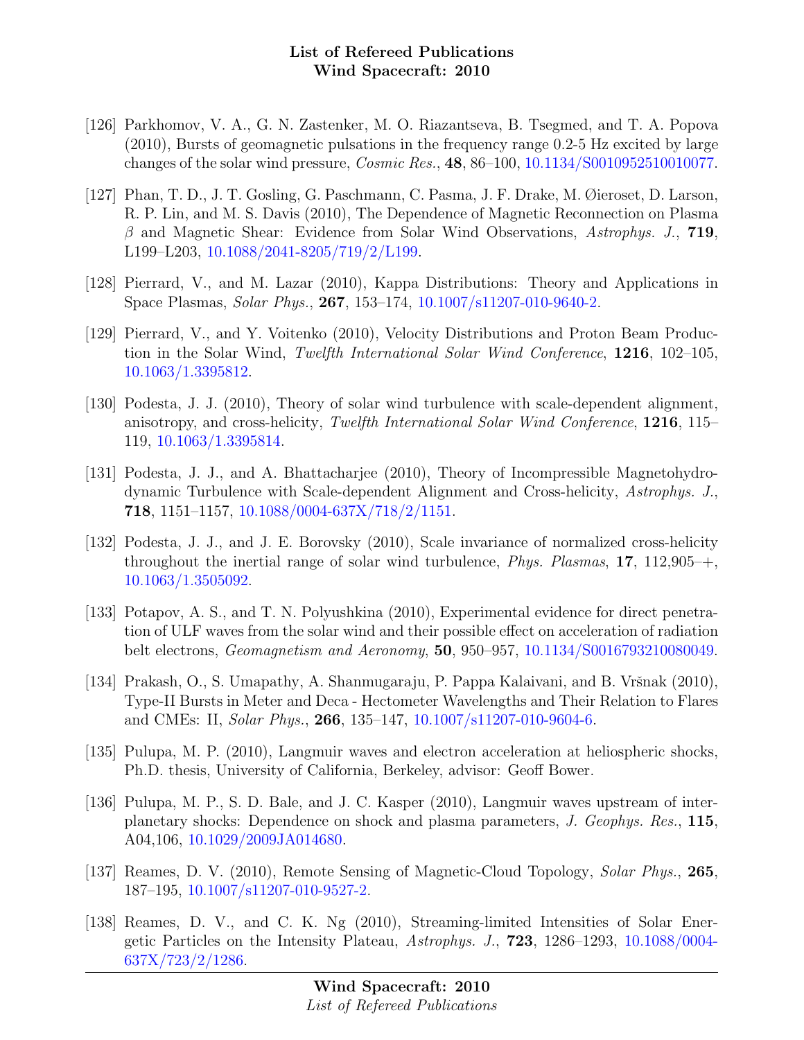[126] Parkhomov, V. A., G. N. Zastenker, M. O. Riazantseva, B. Tsegmed, and T. A. Popova (2010), Bursts of geomagnetic pulsations in the frequency range 0.2-5 Hz excited by large changes of the solar wind pressure, *Cosmic Res.*, **48**, 86–100, 10.1134/S0010952510010077.

[127] Phan, T. D., J. T. Gosling, G. Paschmann, C. Pasma, J. F. Drake, M. Øieroset, D. Larson, R. P. Lin, and M. S. Davis (2010), The Dependence of Magnetic Reconnection on Plasma $\beta$ and Magnetic Shear: Evidence from Solar Wind Observations, *Astrophys. J.*, **719**, L199–L203, 10.1088/2041-8205/719/2/L199.

[128] Pierrard, V., and M. Lazar (2010), Kappa Distributions: Theory and Applications in Space Plasmas, *Solar Phys.*, **267**, 153–174, 10.1007/s11207-010-9640-2.

[129] Pierrard, V., and Y. Voitenko (2010), Velocity Distributions and Proton Beam Production in the Solar Wind, *Twelfth International Solar Wind Conference*, **1216**, 102–105, 10.1063/1.3395812.

[130] Podesta, J. J. (2010), Theory of solar wind turbulence with scale-dependent alignment, anisotropy, and cross-helicity, *Twelfth International Solar Wind Conference*, **1216**, 115–119, 10.1063/1.3395814.

[131] Podesta, J. J., and A. Bhattacharjee (2010), Theory of Incompressible Magnetohydrodynamic Turbulence with Scale-dependent Alignment and Cross-helicity, *Astrophys. J.*, **718**, 1151–1157, 10.1088/0004-637X/718/2/1151.

[132] Podesta, J. J., and J. E. Borovsky (2010), Scale invariance of normalized cross-helicity throughout the inertial range of solar wind turbulence, *Phys. Plasmas*, **17**, 112,905–+, 10.1063/1.3505092.

[133] Potapov, A. S., and T. N. Polyushkina (2010), Experimental evidence for direct penetration of ULF waves from the solar wind and their possible effect on acceleration of radiation belt electrons, *Geomagnetism and Aeronomy*, **50**, 950–957, 10.1134/S0016793210080049.

[134] Prakash, O., S. Umapathy, A. Shanmugaraju, P. Pappa Kalaivani, and B. Vršnak (2010), Type-II Bursts in Meter and Deca - Hectometer Wavelengths and Their Relation to Flares and CMEs: II, *Solar Phys.*, **266**, 135–147, 10.1007/s11207-010-9604-6.

[135] Pulupa, M. P. (2010), Langmuir waves and electron acceleration at heliospheric shocks, Ph.D. thesis, University of California, Berkeley, advisor: Geoff Bower.

[136] Pulupa, M. P., S. D. Bale, and J. C. Kasper (2010), Langmuir waves upstream of interplanetary shocks: Dependence on shock and plasma parameters, *J. Geophys. Res.*, **115**, A04,106, 10.1029/2009JA014680.

[137] Reames, D. V. (2010), Remote Sensing of Magnetic-Cloud Topology, *Solar Phys.*, **265**, 187–195, 10.1007/s11207-010-9527-2.

[138] Reames, D. V., and C. K. Ng (2010), Streaming-limited Intensities of Solar Energetic Particles on the Intensity Plateau, *Astrophys. J.*, **723**, 1286–1293, 10.1088/0004-637X/723/2/1286.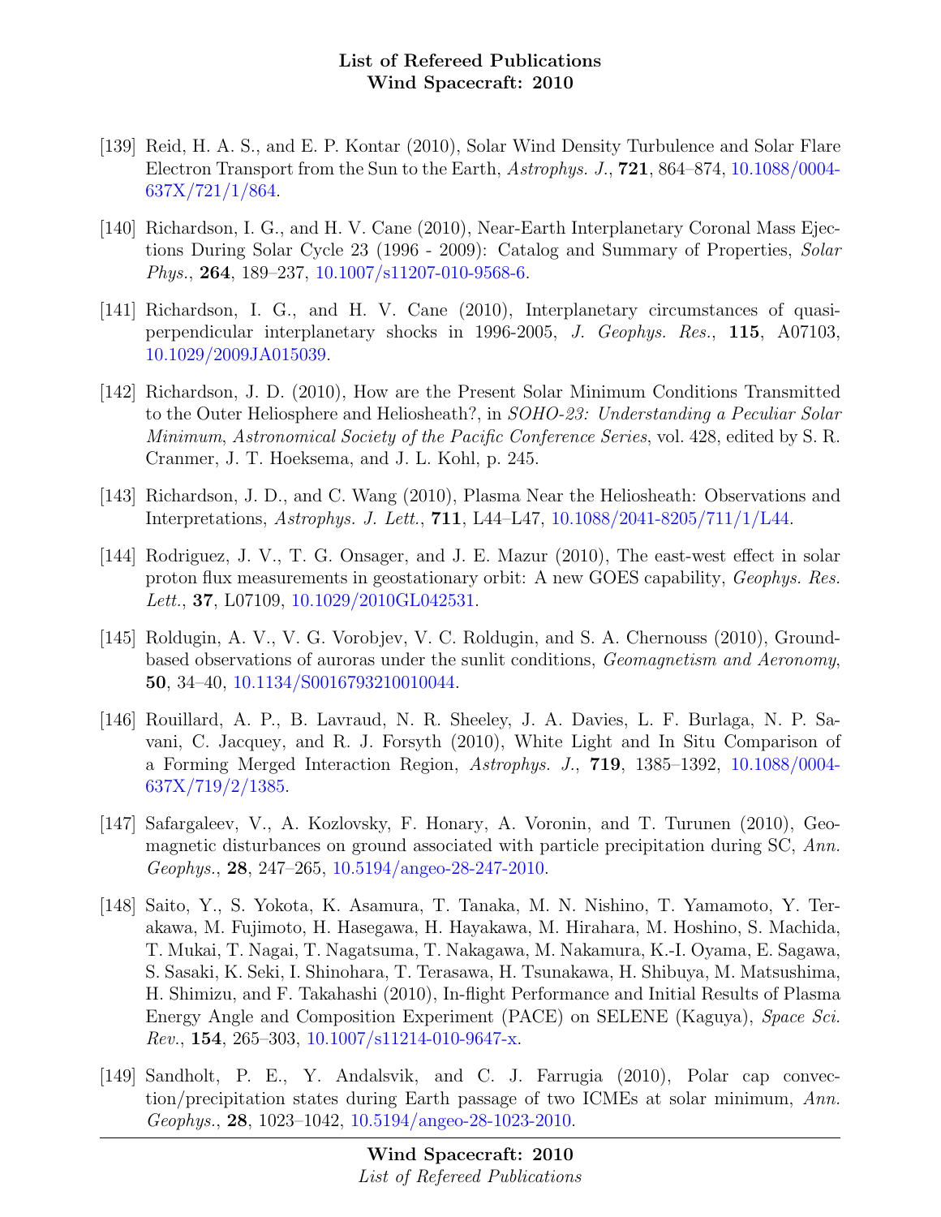[139] Reid, H. A. S., and E. P. Kontar (2010), Solar Wind Density Turbulence and Solar Flare Electron Transport from the Sun to the Earth, *Astrophys. J.*, **721**, 864–874, 10.1088/0004-637X/721/1/864.

[140] Richardson, I. G., and H. V. Cane (2010), Near-Earth Interplanetary Coronal Mass Ejections During Solar Cycle 23 (1996 - 2009): Catalog and Summary of Properties, *Solar Phys.*, **264**, 189–237, 10.1007/s11207-010-9568-6.

[141] Richardson, I. G., and H. V. Cane (2010), Interplanetary circumstances of quasi-perpendicular interplanetary shocks in 1996-2005, *J. Geophys. Res.*, **115**, A07103, 10.1029/2009JA015039.

[142] Richardson, J. D. (2010), How are the Present Solar Minimum Conditions Transmitted to the Outer Heliosphere and Heliosheath?, in *SOHO-23: Understanding a Peculiar Solar Minimum*, *Astronomical Society of the Pacific Conference Series*, vol. 428, edited by S. R. Cranmer, J. T. Hoeksema, and J. L. Kohl, p. 245.

[143] Richardson, J. D., and C. Wang (2010), Plasma Near the Heliosheath: Observations and Interpretations, *Astrophys. J. Lett.*, **711**, L44–L47, 10.1088/2041-8205/711/1/L44.

[144] Rodriguez, J. V., T. G. Onsager, and J. E. Mazur (2010), The east-west effect in solar proton flux measurements in geostationary orbit: A new GOES capability, *Geophys. Res. Lett.*, **37**, L07109, 10.1029/2010GL042531.

[145] Roldugin, A. V., V. G. Vorobjev, V. C. Roldugin, and S. A. Chernouss (2010), Ground-based observations of auroras under the sunlit conditions, *Geomagnetism and Aeronomy*, **50**, 34–40, 10.1134/S0016793210010044.

[146] Rouillard, A. P., B. Lavraud, N. R. Sheeley, J. A. Davies, L. F. Burlaga, N. P. Savani, C. Jacquey, and R. J. Forsyth (2010), White Light and In Situ Comparison of a Forming Merged Interaction Region, *Astrophys. J.*, **719**, 1385–1392, 10.1088/0004-637X/719/2/1385.

[147] Safargaleev, V., A. Kozlovsky, F. Honary, A. Voronin, and T. Turunen (2010), Geomagnetic disturbances on ground associated with particle precipitation during SC, *Ann. Geophys.*, **28**, 247–265, 10.5194/angeo-28-247-2010.

[148] Saito, Y., S. Yokota, K. Asamura, T. Tanaka, M. N. Nishino, T. Yamamoto, Y. Terakawa, M. Fujimoto, H. Hasegawa, H. Hayakawa, M. Hirahara, M. Hoshino, S. Machida, T. Mukai, T. Nagai, T. Nagatsuma, T. Nakagawa, M. Nakamura, K.-I. Oyama, E. Sagawa, S. Sasaki, K. Seki, I. Shinohara, T. Terasawa, H. Tsunakawa, H. Shibuya, M. Matsushima, H. Shimizu, and F. Takahashi (2010), In-flight Performance and Initial Results of Plasma Energy Angle and Composition Experiment (PACE) on SELENE (Kaguya), *Space Sci. Rev.*, **154**, 265–303, 10.1007/s11214-010-9647-x.

[149] Sandholt, P. E., Y. Andalsvik, and C. J. Farrugia (2010), Polar cap convection/precipitation states during Earth passage of two ICMEs at solar minimum, *Ann. Geophys.*, **28**, 1023–1042, 10.5194/angeo-28-1023-2010.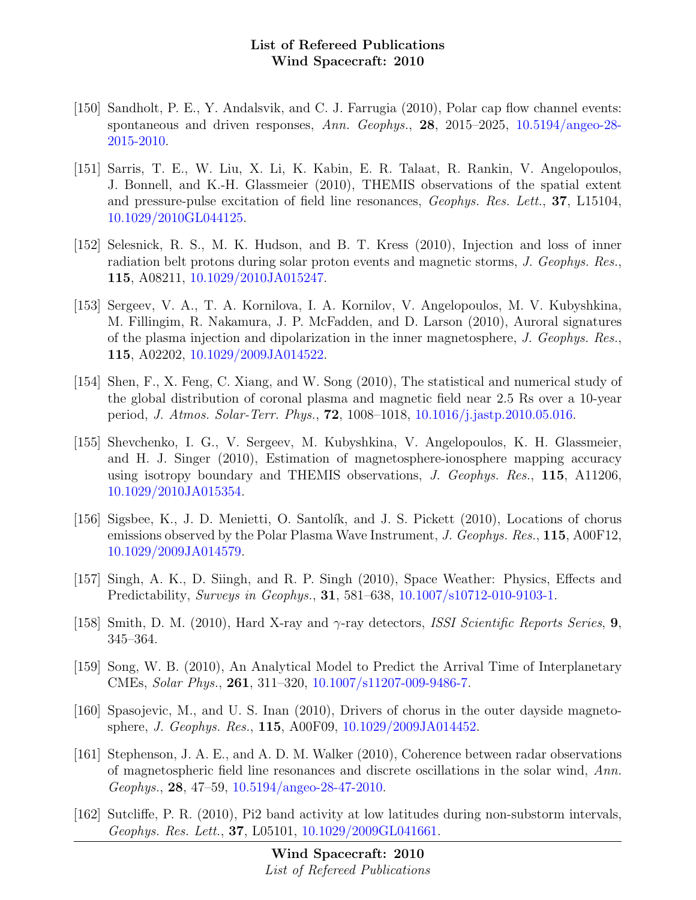[150] Sandholt, P. E., Y. Andalsvik, and C. J. Farrugia (2010), Polar cap flow channel events: spontaneous and driven responses, *Ann. Geophys.*, **28**, 2015–2025, 10.5194/angeo-28-2015-2010.

[151] Sarris, T. E., W. Liu, X. Li, K. Kabin, E. R. Talaat, R. Rankin, V. Angelopoulos, J. Bonnell, and K.-H. Glassmeier (2010), THEMIS observations of the spatial extent and pressure-pulse excitation of field line resonances, *Geophys. Res. Lett.*, **37**, L15104, 10.1029/2010GL044125.

[152] Selesnick, R. S., M. K. Hudson, and B. T. Kress (2010), Injection and loss of inner radiation belt protons during solar proton events and magnetic storms, *J. Geophys. Res.*, **115**, A08211, 10.1029/2010JA015247.

[153] Sergeev, V. A., T. A. Kornilova, I. A. Kornilov, V. Angelopoulos, M. V. Kubyshkina, M. Fillingim, R. Nakamura, J. P. McFadden, and D. Larson (2010), Auroral signatures of the plasma injection and dipolarization in the inner magnetosphere, *J. Geophys. Res.*, **115**, A02202, 10.1029/2009JA014522.

[154] Shen, F., X. Feng, C. Xiang, and W. Song (2010), The statistical and numerical study of the global distribution of coronal plasma and magnetic field near 2.5 Rs over a 10-year period, *J. Atmos. Solar-Terr. Phys.*, **72**, 1008–1018, 10.1016/j.jastp.2010.05.016.

[155] Shevchenko, I. G., V. Sergeev, M. Kubyshkina, V. Angelopoulos, K. H. Glassmeier, and H. J. Singer (2010), Estimation of magnetosphere-ionosphere mapping accuracy using isotropy boundary and THEMIS observations, *J. Geophys. Res.*, **115**, A11206, 10.1029/2010JA015354.

[156] Sigsbee, K., J. D. Menietti, O. Santolík, and J. S. Pickett (2010), Locations of chorus emissions observed by the Polar Plasma Wave Instrument, *J. Geophys. Res.*, **115**, A00F12, 10.1029/2009JA014579.

[157] Singh, A. K., D. Siingh, and R. P. Singh (2010), Space Weather: Physics, Effects and Predictability, *Surveys in Geophys.*, **31**, 581–638, 10.1007/s10712-010-9103-1.

[158] Smith, D. M. (2010), Hard X-ray and $\gamma$-ray detectors, *ISSI Scientific Reports Series*, **9**, 345–364.

[159] Song, W. B. (2010), An Analytical Model to Predict the Arrival Time of Interplanetary CMEs, *Solar Phys.*, **261**, 311–320, 10.1007/s11207-009-9486-7.

[160] Spasojevic, M., and U. S. Inan (2010), Drivers of chorus in the outer dayside magnetosphere, *J. Geophys. Res.*, **115**, A00F09, 10.1029/2009JA014452.

[161] Stephenson, J. A. E., and A. D. M. Walker (2010), Coherence between radar observations of magnetospheric field line resonances and discrete oscillations in the solar wind, *Ann. Geophys.*, **28**, 47–59, 10.5194/angeo-28-47-2010.

[162] Sutcliffe, P. R. (2010), Pi2 band activity at low latitudes during non-substorm intervals, *Geophys. Res. Lett.*, **37**, L05101, 10.1029/2009GL041661.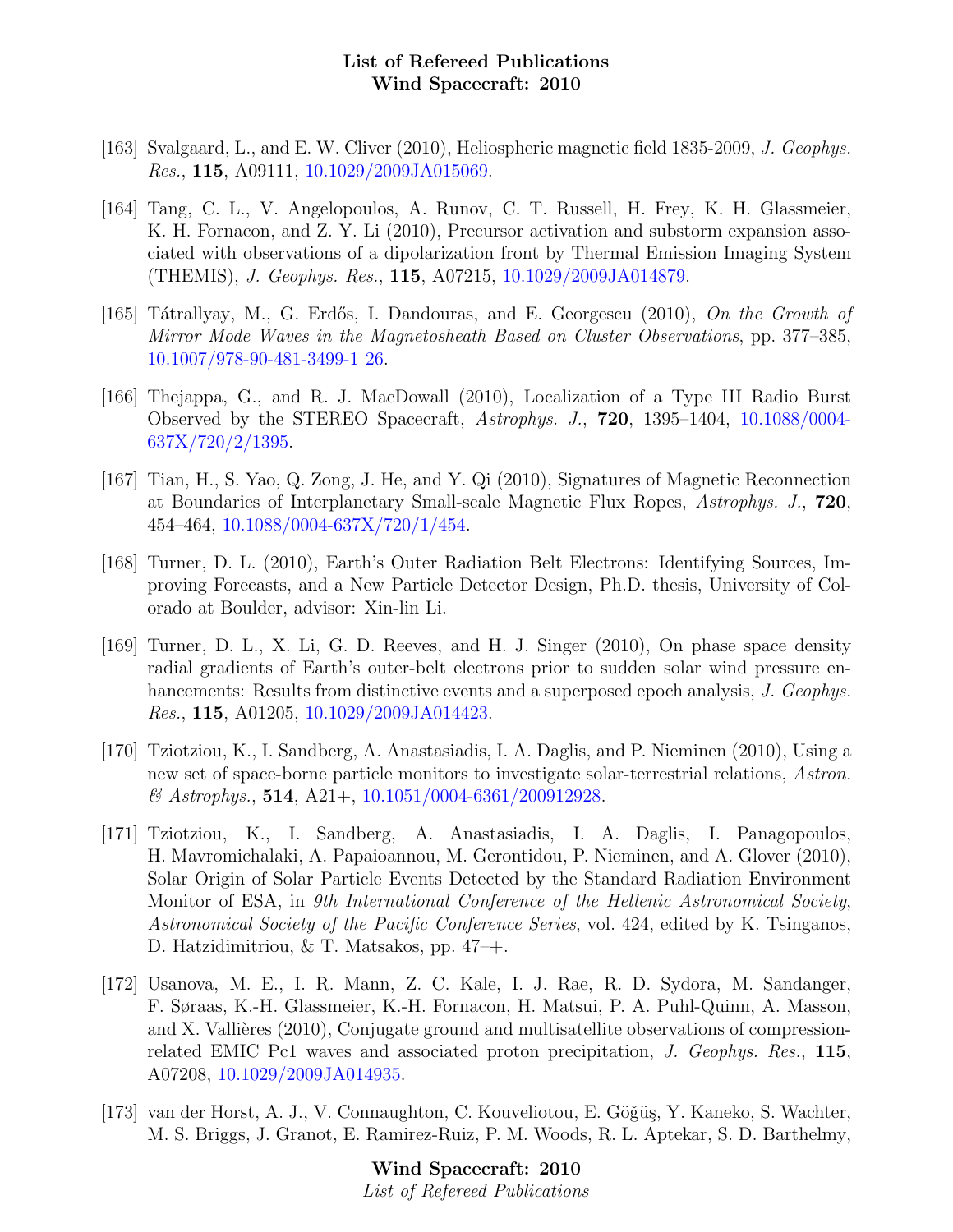[163] Svalgaard, L., and E. W. Cliver (2010), Heliospheric magnetic field 1835-2009, *J. Geophys. Res.*, **115**, A09111, 10.1029/2009JA015069.

[164] Tang, C. L., V. Angelopoulos, A. Runov, C. T. Russell, H. Frey, K. H. Glassmeier, K. H. Fornacon, and Z. Y. Li (2010), Precursor activation and substorm expansion associated with observations of a dipolarization front by Thermal Emission Imaging System (THEMIS), *J. Geophys. Res.*, **115**, A07215, 10.1029/2009JA014879.

[165] Tátrallyay, M., G. Erdős, I. Dandouras, and E. Georgescu (2010), *On the Growth of Mirror Mode Waves in the Magnetosheath Based on Cluster Observations*, pp. 377–385, 10.1007/978-90-481-3499-1_26.

[166] Thejappa, G., and R. J. MacDowall (2010), Localization of a Type III Radio Burst Observed by the STEREO Spacecraft, *Astrophys. J.*, **720**, 1395–1404, 10.1088/0004-637X/720/2/1395.

[167] Tian, H., S. Yao, Q. Zong, J. He, and Y. Qi (2010), Signatures of Magnetic Reconnection at Boundaries of Interplanetary Small-scale Magnetic Flux Ropes, *Astrophys. J.*, **720**, 454–464, 10.1088/0004-637X/720/1/454.

[168] Turner, D. L. (2010), Earth's Outer Radiation Belt Electrons: Identifying Sources, Improving Forecasts, and a New Particle Detector Design, Ph.D. thesis, University of Colorado at Boulder, advisor: Xin-lin Li.

[169] Turner, D. L., X. Li, G. D. Reeves, and H. J. Singer (2010), On phase space density radial gradients of Earth's outer-belt electrons prior to sudden solar wind pressure enhancements: Results from distinctive events and a superposed epoch analysis, *J. Geophys. Res.*, **115**, A01205, 10.1029/2009JA014423.

[170] Tziotziou, K., I. Sandberg, A. Anastasiadis, I. A. Daglis, and P. Nieminen (2010), Using a new set of space-borne particle monitors to investigate solar-terrestrial relations, *Astron. & Astrophys.*, **514**, A21+, 10.1051/0004-6361/200912928.

[171] Tziotziou, K., I. Sandberg, A. Anastasiadis, I. A. Daglis, I. Panagopoulos, H. Mavromichalaki, A. Papaioannou, M. Gerontidou, P. Nieminen, and A. Glover (2010), Solar Origin of Solar Particle Events Detected by the Standard Radiation Environment Monitor of ESA, in *9th International Conference of the Hellenic Astronomical Society*, *Astronomical Society of the Pacific Conference Series*, vol. 424, edited by K. Tsinganos, D. Hatzidimitriou, & T. Matsakos, pp. 47–+.

[172] Usanova, M. E., I. R. Mann, Z. C. Kale, I. J. Rae, R. D. Sydora, M. Sandanger, F. Søraas, K.-H. Glassmeier, K.-H. Fornacon, H. Matsui, P. A. Puhl-Quinn, A. Masson, and X. Vallières (2010), Conjugate ground and multisatellite observations of compression-related EMIC Pc1 waves and associated proton precipitation, *J. Geophys. Res.*, **115**, A07208, 10.1029/2009JA014935.

[173] van der Horst, A. J., V. Connaughton, C. Kouveliotou, E. Göğüş, Y. Kaneko, S. Wachter, M. S. Briggs, J. Granot, E. Ramirez-Ruiz, P. M. Woods, R. L. Aptekar, S. D. Barthelmy,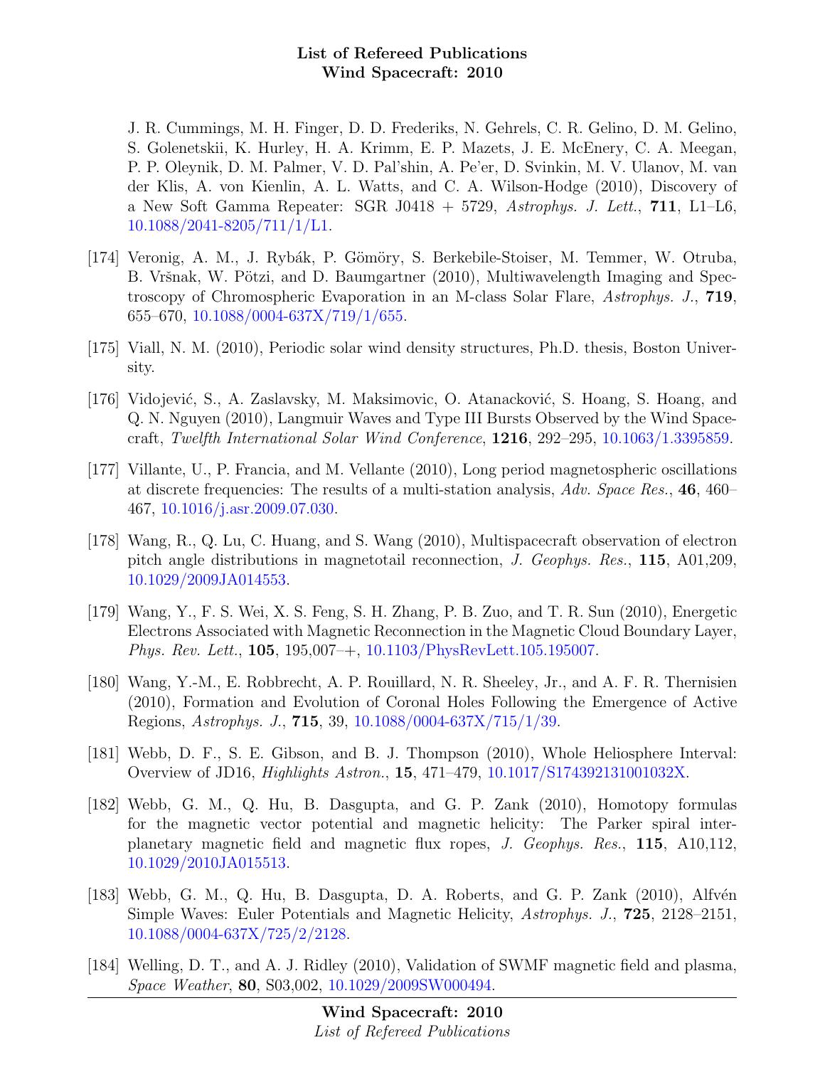J. R. Cummings, M. H. Finger, D. D. Frederiks, N. Gehrels, C. R. Gelino, D. M. Gelino, S. Golenetskii, K. Hurley, H. A. Krimm, E. P. Mazets, J. E. McEnery, C. A. Meegan, P. P. Oleynik, D. M. Palmer, V. D. Pal'shin, A. Pe'er, D. Svinkin, M. V. Ulanov, M. van der Klis, A. von Kienlin, A. L. Watts, and C. A. Wilson-Hodge (2010), Discovery of a New Soft Gamma Repeater: SGR J0418 + 5729, *Astrophys. J. Lett.*, **711**, L1–L6, 10.1088/2041-8205/711/1/L1.

[174] Veronig, A. M., J. Rybák, P. Gömöry, S. Berkebile-Stoiser, M. Temmer, W. Otruba, B. Vršnak, W. Pötzi, and D. Baumgartner (2010), Multiwavelength Imaging and Spectroscopy of Chromospheric Evaporation in an M-class Solar Flare, *Astrophys. J.*, **719**, 655–670, 10.1088/0004-637X/719/1/655.

[175] Viall, N. M. (2010), Periodic solar wind density structures, Ph.D. thesis, Boston University.

[176] Vidojević, S., A. Zaslavsky, M. Maksimovic, O. Atanacković, S. Hoang, S. Hoang, and Q. N. Nguyen (2010), Langmuir Waves and Type III Bursts Observed by the Wind Spacecraft, *Twelfth International Solar Wind Conference*, **1216**, 292–295, 10.1063/1.3395859.

[177] Villante, U., P. Francia, and M. Vellante (2010), Long period magnetospheric oscillations at discrete frequencies: The results of a multi-station analysis, *Adv. Space Res.*, **46**, 460–467, 10.1016/j.asr.2009.07.030.

[178] Wang, R., Q. Lu, C. Huang, and S. Wang (2010), Multispacecraft observation of electron pitch angle distributions in magnetotail reconnection, *J. Geophys. Res.*, **115**, A01,209, 10.1029/2009JA014553.

[179] Wang, Y., F. S. Wei, X. S. Feng, S. H. Zhang, P. B. Zuo, and T. R. Sun (2010), Energetic Electrons Associated with Magnetic Reconnection in the Magnetic Cloud Boundary Layer, *Phys. Rev. Lett.*, **105**, 195,007–+, 10.1103/PhysRevLett.105.195007.

[180] Wang, Y.-M., E. Robbrecht, A. P. Rouillard, N. R. Sheeley, Jr., and A. F. R. Thernisien (2010), Formation and Evolution of Coronal Holes Following the Emergence of Active Regions, *Astrophys. J.*, **715**, 39, 10.1088/0004-637X/715/1/39.

[181] Webb, D. F., S. E. Gibson, and B. J. Thompson (2010), Whole Heliosphere Interval: Overview of JD16, *Highlights Astron.*, **15**, 471–479, 10.1017/S174392131001032X.

[182] Webb, G. M., Q. Hu, B. Dasgupta, and G. P. Zank (2010), Homotopy formulas for the magnetic vector potential and magnetic helicity: The Parker spiral interplanetary magnetic field and magnetic flux ropes, *J. Geophys. Res.*, **115**, A10,112, 10.1029/2010JA015513.

[183] Webb, G. M., Q. Hu, B. Dasgupta, D. A. Roberts, and G. P. Zank (2010), Alfvén Simple Waves: Euler Potentials and Magnetic Helicity, *Astrophys. J.*, **725**, 2128–2151, 10.1088/0004-637X/725/2/2128.

[184] Welling, D. T., and A. J. Ridley (2010), Validation of SWMF magnetic field and plasma, *Space Weather*, **80**, S03,002, 10.1029/2009SW000494.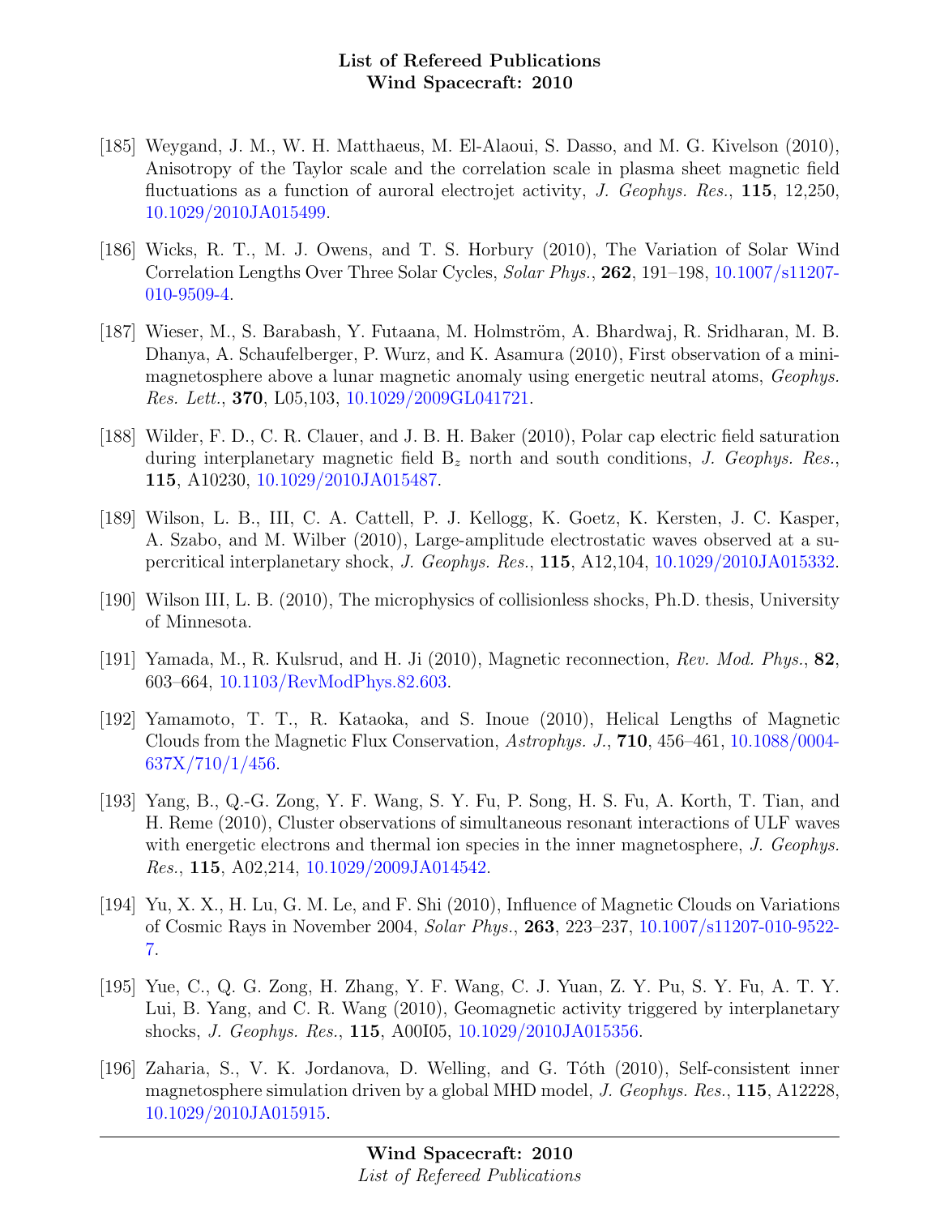[185] Weygand, J. M., W. H. Matthaeus, M. El-Alaoui, S. Dasso, and M. G. Kivelson (2010), Anisotropy of the Taylor scale and the correlation scale in plasma sheet magnetic field fluctuations as a function of auroral electrojet activity, *J. Geophys. Res.*, **115**, 12,250, 10.1029/2010JA015499.

[186] Wicks, R. T., M. J. Owens, and T. S. Horbury (2010), The Variation of Solar Wind Correlation Lengths Over Three Solar Cycles, *Solar Phys.*, **262**, 191–198, 10.1007/s11207-010-9509-4.

[187] Wieser, M., S. Barabash, Y. Futaana, M. Holmström, A. Bhardwaj, R. Sridharan, M. B. Dhanya, A. Schaufelberger, P. Wurz, and K. Asamura (2010), First observation of a mini-magnetosphere above a lunar magnetic anomaly using energetic neutral atoms, *Geophys. Res. Lett.*, **370**, L05,103, 10.1029/2009GL041721.

[188] Wilder, F. D., C. R. Clauer, and J. B. H. Baker (2010), Polar cap electric field saturation during interplanetary magnetic field $B_z$ north and south conditions, *J. Geophys. Res.*, **115**, A10230, 10.1029/2010JA015487.

[189] Wilson, L. B., III, C. A. Cattell, P. J. Kellogg, K. Goetz, K. Kersten, J. C. Kasper, A. Szabo, and M. Wilber (2010), Large-amplitude electrostatic waves observed at a supercritical interplanetary shock, *J. Geophys. Res.*, **115**, A12,104, 10.1029/2010JA015332.

[190] Wilson III, L. B. (2010), The microphysics of collisionless shocks, Ph.D. thesis, University of Minnesota.

[191] Yamada, M., R. Kulsrud, and H. Ji (2010), Magnetic reconnection, *Rev. Mod. Phys.*, **82**, 603–664, 10.1103/RevModPhys.82.603.

[192] Yamamoto, T. T., R. Kataoka, and S. Inoue (2010), Helical Lengths of Magnetic Clouds from the Magnetic Flux Conservation, *Astrophys. J.*, **710**, 456–461, 10.1088/0004-637X/710/1/456.

[193] Yang, B., Q.-G. Zong, Y. F. Wang, S. Y. Fu, P. Song, H. S. Fu, A. Korth, T. Tian, and H. Reme (2010), Cluster observations of simultaneous resonant interactions of ULF waves with energetic electrons and thermal ion species in the inner magnetosphere, *J. Geophys. Res.*, **115**, A02,214, 10.1029/2009JA014542.

[194] Yu, X. X., H. Lu, G. M. Le, and F. Shi (2010), Influence of Magnetic Clouds on Variations of Cosmic Rays in November 2004, *Solar Phys.*, **263**, 223–237, 10.1007/s11207-010-9522-7.

[195] Yue, C., Q. G. Zong, H. Zhang, Y. F. Wang, C. J. Yuan, Z. Y. Pu, S. Y. Fu, A. T. Y. Lui, B. Yang, and C. R. Wang (2010), Geomagnetic activity triggered by interplanetary shocks, *J. Geophys. Res.*, **115**, A00I05, 10.1029/2010JA015356.

[196] Zaharia, S., V. K. Jordanova, D. Welling, and G. Tóth (2010), Self-consistent inner magnetosphere simulation driven by a global MHD model, *J. Geophys. Res.*, **115**, A12228, 10.1029/2010JA015915.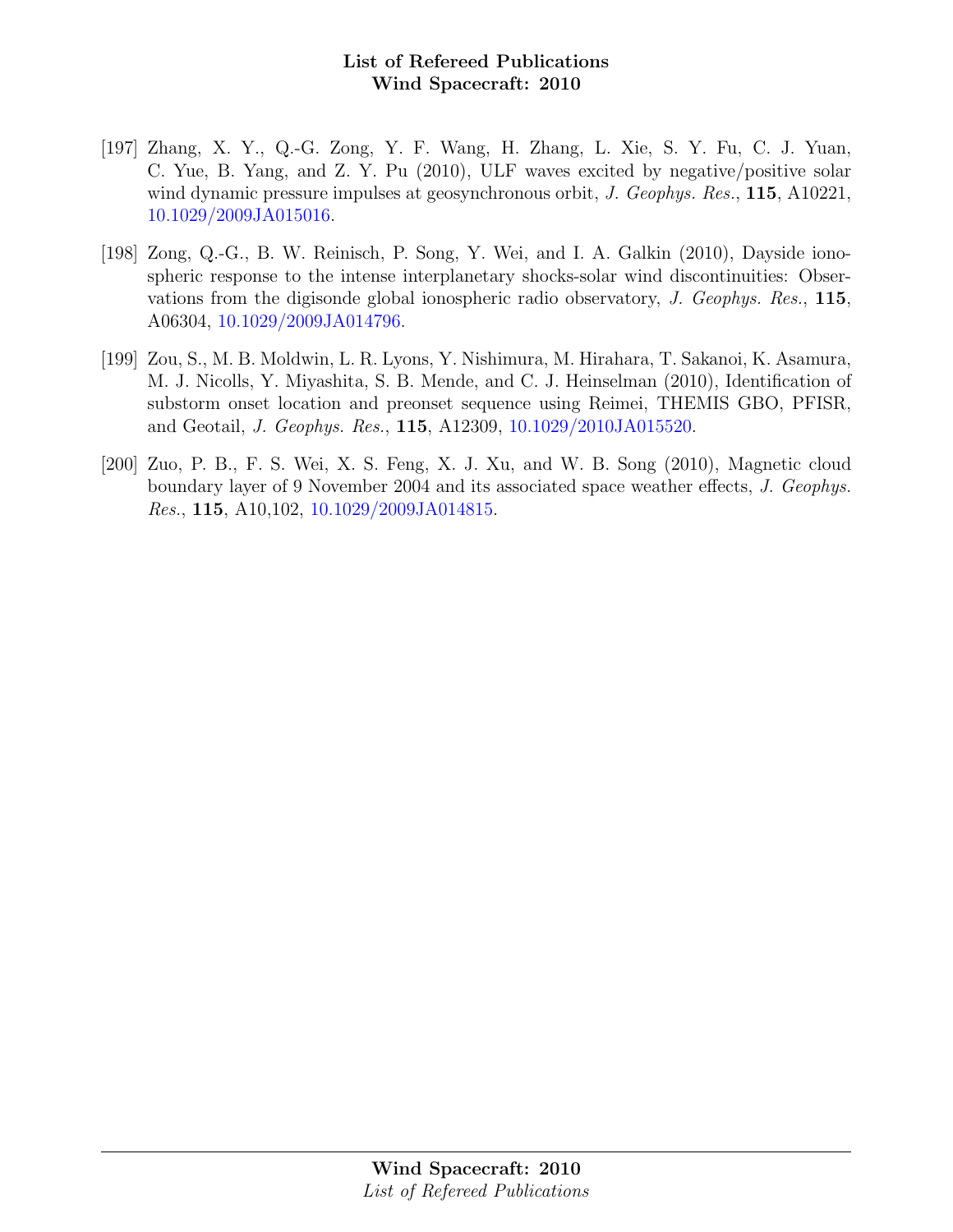[197] Zhang, X. Y., Q.-G. Zong, Y. F. Wang, H. Zhang, L. Xie, S. Y. Fu, C. J. Yuan, C. Yue, B. Yang, and Z. Y. Pu (2010), ULF waves excited by negative/positive solar wind dynamic pressure impulses at geosynchronous orbit, *J. Geophys. Res.*, **115**, A10221, 10.1029/2009JA015016.

[198] Zong, Q.-G., B. W. Reinisch, P. Song, Y. Wei, and I. A. Galkin (2010), Dayside ionospheric response to the intense interplanetary shocks-solar wind discontinuities: Observations from the digisonde global ionospheric radio observatory, *J. Geophys. Res.*, **115**, A06304, 10.1029/2009JA014796.

[199] Zou, S., M. B. Moldwin, L. R. Lyons, Y. Nishimura, M. Hirahara, T. Sakanoi, K. Asamura, M. J. Nicolls, Y. Miyashita, S. B. Mende, and C. J. Heinselman (2010), Identification of substorm onset location and preonset sequence using Reimei, THEMIS GBO, PFISR, and Geotail, *J. Geophys. Res.*, **115**, A12309, 10.1029/2010JA015520.

[200] Zuo, P. B., F. S. Wei, X. S. Feng, X. J. Xu, and W. B. Song (2010), Magnetic cloud boundary layer of 9 November 2004 and its associated space weather effects, *J. Geophys. Res.*, **115**, A10,102, 10.1029/2009JA014815.